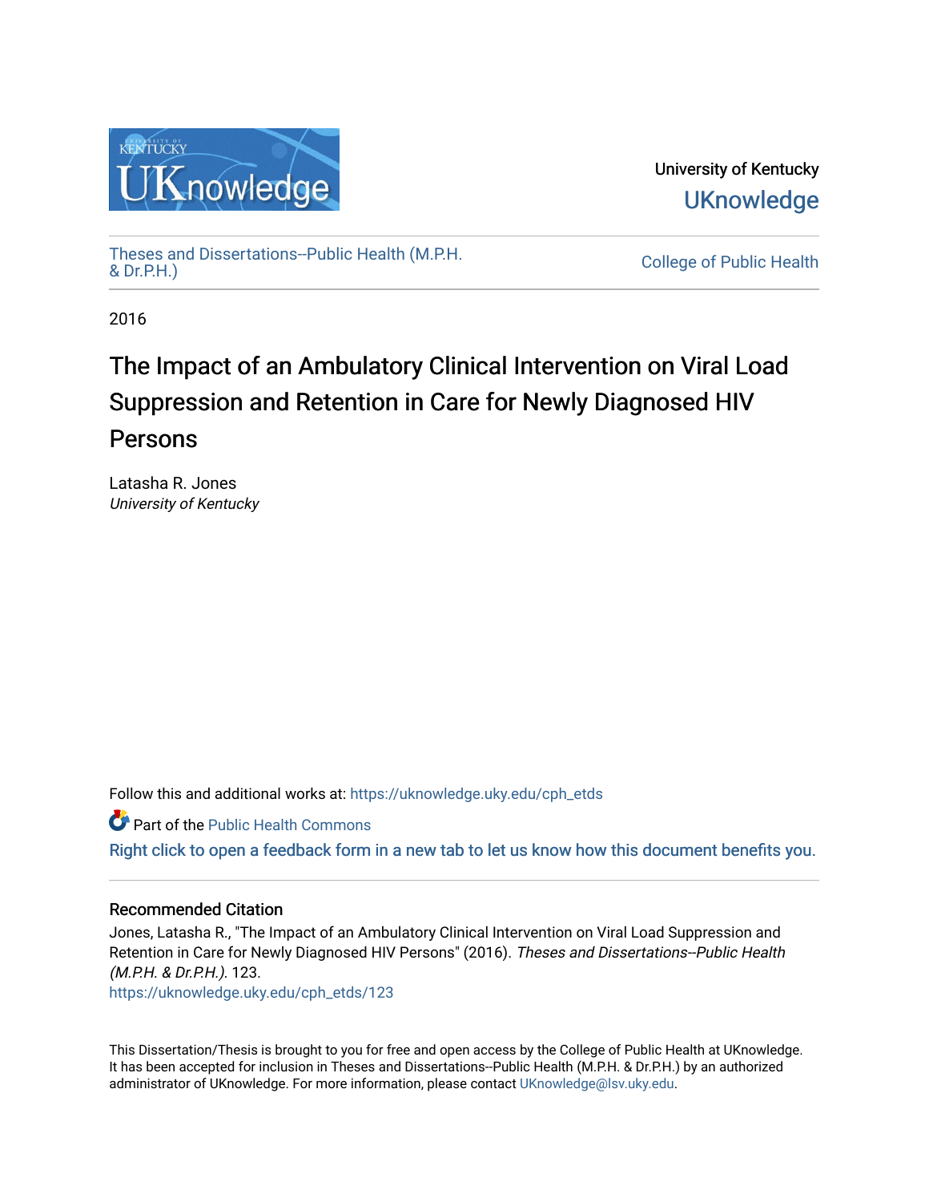University of Kentucky

UKnowledge

Theses and Dissertations--Public Health (M.P.H. & Dr.P.H.)

College of Public Health

2016

# The Impact of an Ambulatory Clinical Intervention on Viral Load Suppression and Retention in Care for Newly Diagnosed HIV Persons

Latasha R. Jones
*University of Kentucky*

Follow this and additional works at: https://uknowledge.uky.edu/cph_etds

Part of the Public Health Commons

Right click to open a feedback form in a new tab to let us know how this document benefits you.

## Recommended Citation

Jones, Latasha R., "The Impact of an Ambulatory Clinical Intervention on Viral Load Suppression and Retention in Care for Newly Diagnosed HIV Persons" (2016). *Theses and Dissertations--Public Health (M.P.H. & Dr.P.H.)*. 123.
https://uknowledge.uky.edu/cph_etds/123

This Dissertation/Thesis is brought to you for free and open access by the College of Public Health at UKnowledge. It has been accepted for inclusion in Theses and Dissertations--Public Health (M.P.H. & Dr.P.H.) by an authorized administrator of UKnowledge. For more information, please contact UKnowledge@lsv.uky.edu.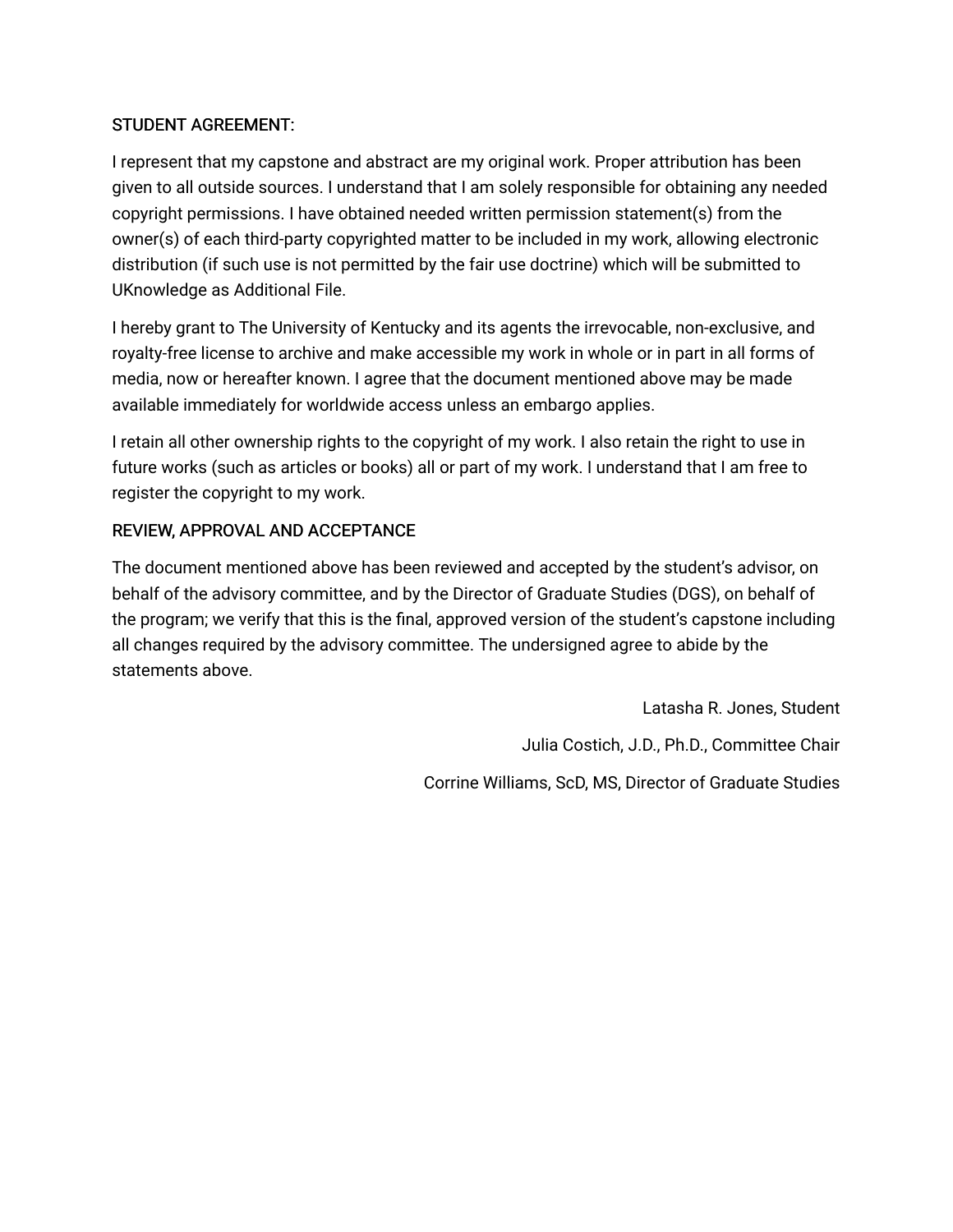## STUDENT AGREEMENT:

I represent that my capstone and abstract are my original work. Proper attribution has been given to all outside sources. I understand that I am solely responsible for obtaining any needed copyright permissions. I have obtained needed written permission statement(s) from the owner(s) of each third-party copyrighted matter to be included in my work, allowing electronic distribution (if such use is not permitted by the fair use doctrine) which will be submitted to UKnowledge as Additional File.

I hereby grant to The University of Kentucky and its agents the irrevocable, non-exclusive, and royalty-free license to archive and make accessible my work in whole or in part in all forms of media, now or hereafter known. I agree that the document mentioned above may be made available immediately for worldwide access unless an embargo applies.

I retain all other ownership rights to the copyright of my work. I also retain the right to use in future works (such as articles or books) all or part of my work. I understand that I am free to register the copyright to my work.

## REVIEW, APPROVAL AND ACCEPTANCE

The document mentioned above has been reviewed and accepted by the student's advisor, on behalf of the advisory committee, and by the Director of Graduate Studies (DGS), on behalf of the program; we verify that this is the final, approved version of the student's capstone including all changes required by the advisory committee. The undersigned agree to abide by the statements above.

Latasha R. Jones, Student

Julia Costich, J.D., Ph.D., Committee Chair

Corrine Williams, ScD, MS, Director of Graduate Studies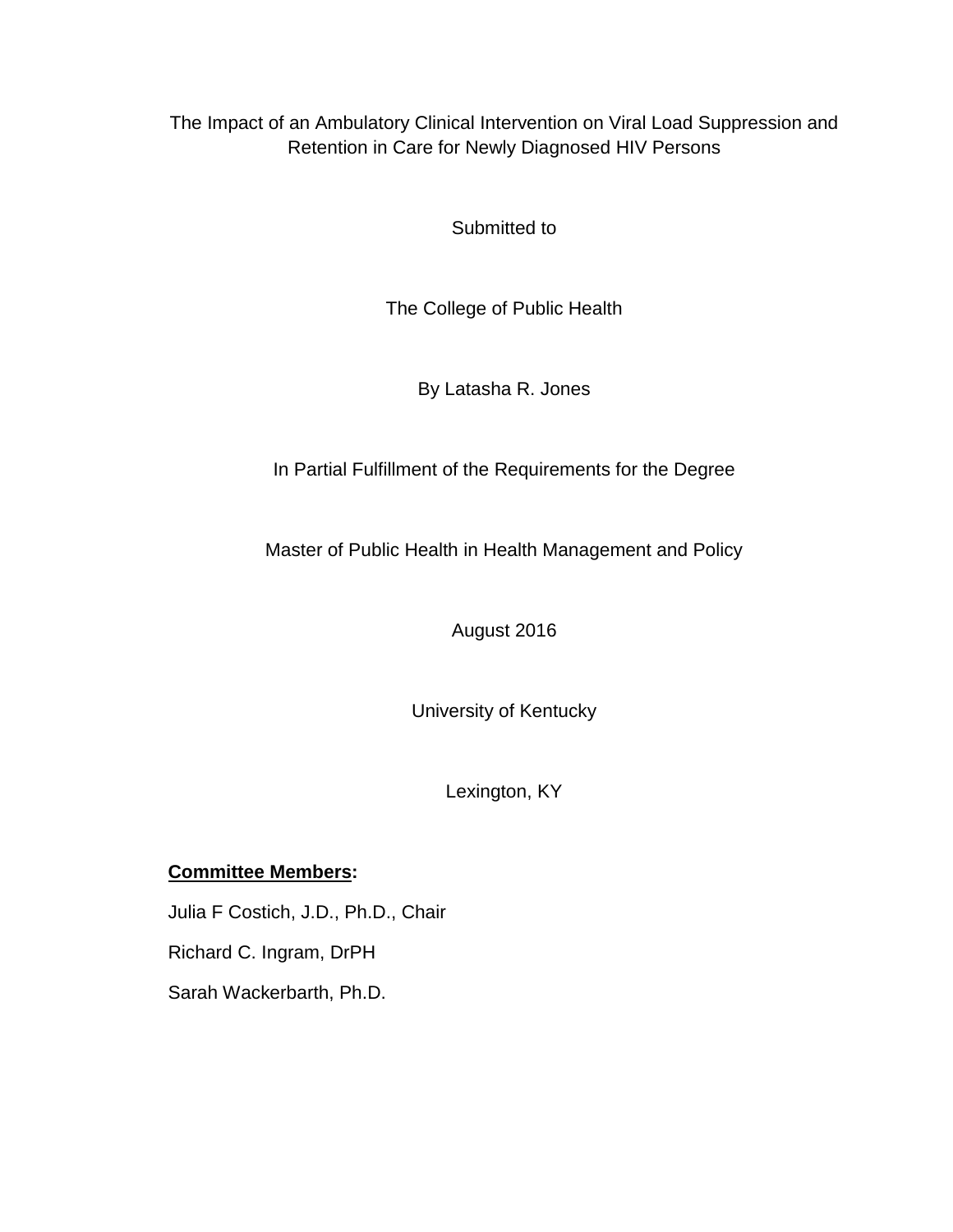The Impact of an Ambulatory Clinical Intervention on Viral Load Suppression and Retention in Care for Newly Diagnosed HIV Persons

Submitted to

The College of Public Health

By Latasha R. Jones

In Partial Fulfillment of the Requirements for the Degree

Master of Public Health in Health Management and Policy

August 2016

University of Kentucky

Lexington, KY

**Committee Members:**

Julia F Costich, J.D., Ph.D., Chair

Richard C. Ingram, DrPH

Sarah Wackerbarth, Ph.D.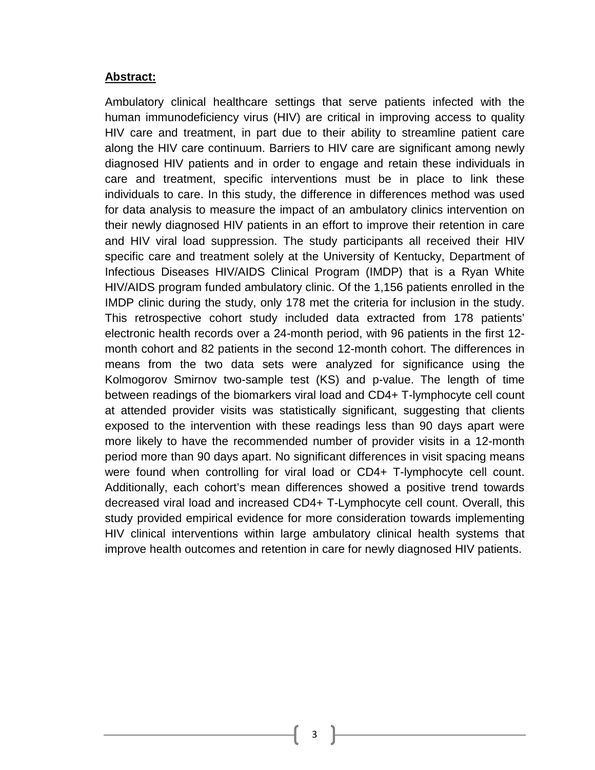**Abstract:**

Ambulatory clinical healthcare settings that serve patients infected with the human immunodeficiency virus (HIV) are critical in improving access to quality HIV care and treatment, in part due to their ability to streamline patient care along the HIV care continuum. Barriers to HIV care are significant among newly diagnosed HIV patients and in order to engage and retain these individuals in care and treatment, specific interventions must be in place to link these individuals to care. In this study, the difference in differences method was used for data analysis to measure the impact of an ambulatory clinics intervention on their newly diagnosed HIV patients in an effort to improve their retention in care and HIV viral load suppression. The study participants all received their HIV specific care and treatment solely at the University of Kentucky, Department of Infectious Diseases HIV/AIDS Clinical Program (IMDP) that is a Ryan White HIV/AIDS program funded ambulatory clinic. Of the 1,156 patients enrolled in the IMDP clinic during the study, only 178 met the criteria for inclusion in the study. This retrospective cohort study included data extracted from 178 patients' electronic health records over a 24-month period, with 96 patients in the first 12-month cohort and 82 patients in the second 12-month cohort. The differences in means from the two data sets were analyzed for significance using the Kolmogorov Smirnov two-sample test (KS) and p-value. The length of time between readings of the biomarkers viral load and CD4+ T-lymphocyte cell count at attended provider visits was statistically significant, suggesting that clients exposed to the intervention with these readings less than 90 days apart were more likely to have the recommended number of provider visits in a 12-month period more than 90 days apart. No significant differences in visit spacing means were found when controlling for viral load or CD4+ T-lymphocyte cell count. Additionally, each cohort's mean differences showed a positive trend towards decreased viral load and increased CD4+ T-Lymphocyte cell count. Overall, this study provided empirical evidence for more consideration towards implementing HIV clinical interventions within large ambulatory clinical health systems that improve health outcomes and retention in care for newly diagnosed HIV patients.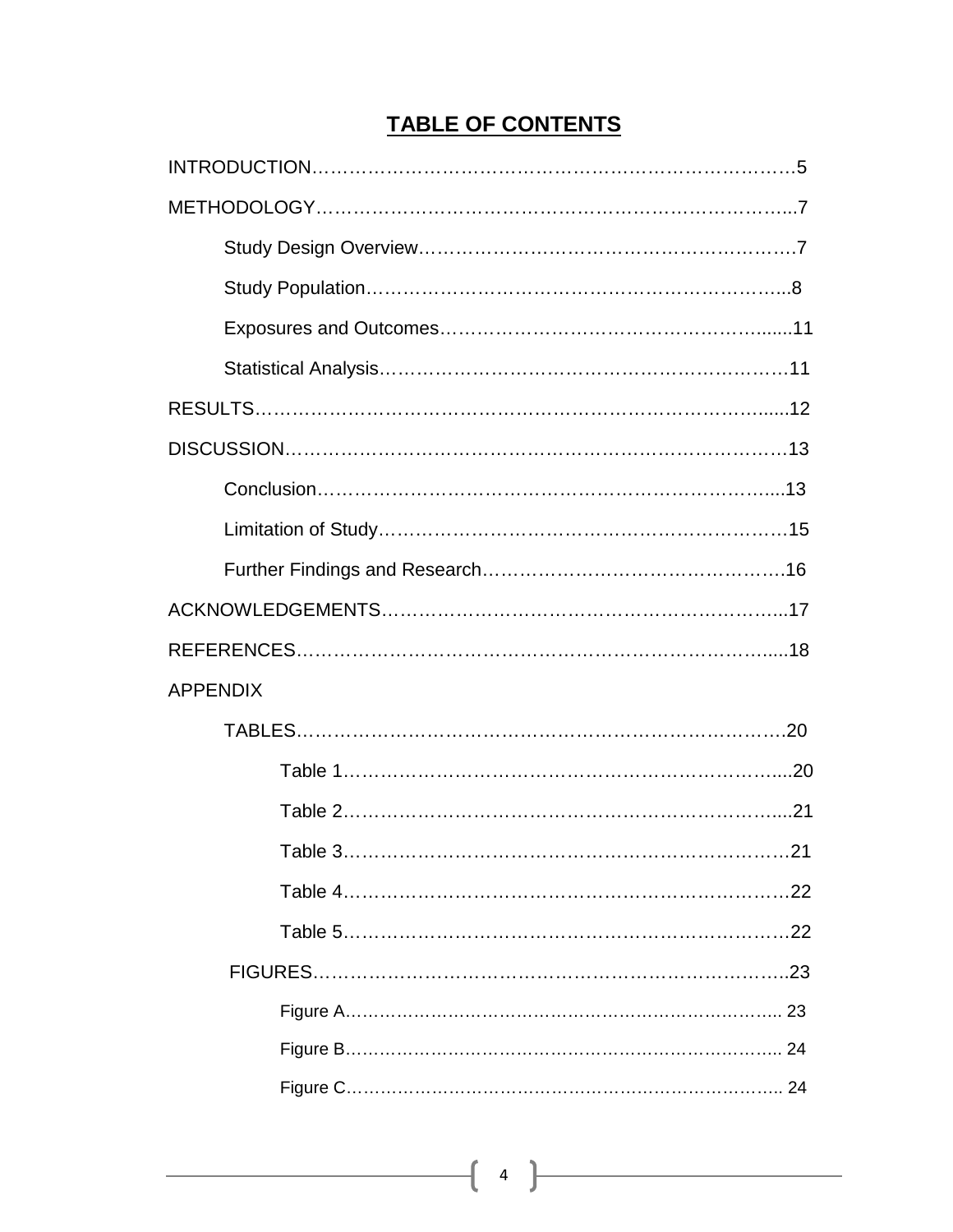# TABLE OF CONTENTS

INTRODUCTION……………………………………………………………………5

METHODOLOGY…………………………………………………………………...7

- Study Design Overview……………………………………………………….7
- Study Population……………………………………………………………..8
- Exposures and Outcomes………………………………………………........11
- Statistical Analysis…………………………………………………………11

RESULTS……………………………………………………………………….....12

DISCUSSION………………………………………………………………………13

- Conclusion……………………………………………………………….....13
- Limitation of Study…………………………………………………………15
- Further Findings and Research…………………………………………….16

ACKNOWLEDGEMENTS………………………………………………………..17

REFERENCES………………………………………………………………….....18

APPENDIX

- TABLES……………………………………………………………………….20
  - Table 1………………………………………………………………….....20
  - Table 2…………………………………………………………………....21
  - Table 3……………………………………………………………………21
  - Table 4…………………………………………………………………….22
  - Table 5……………………………………………………………………22
- FIGURES……………………………………………………………………..23
  - Figure A…………………………………………………………………... 23
  - Figure B…………………………………………………………………... 24
  - Figure C…………………………………………………………………... 24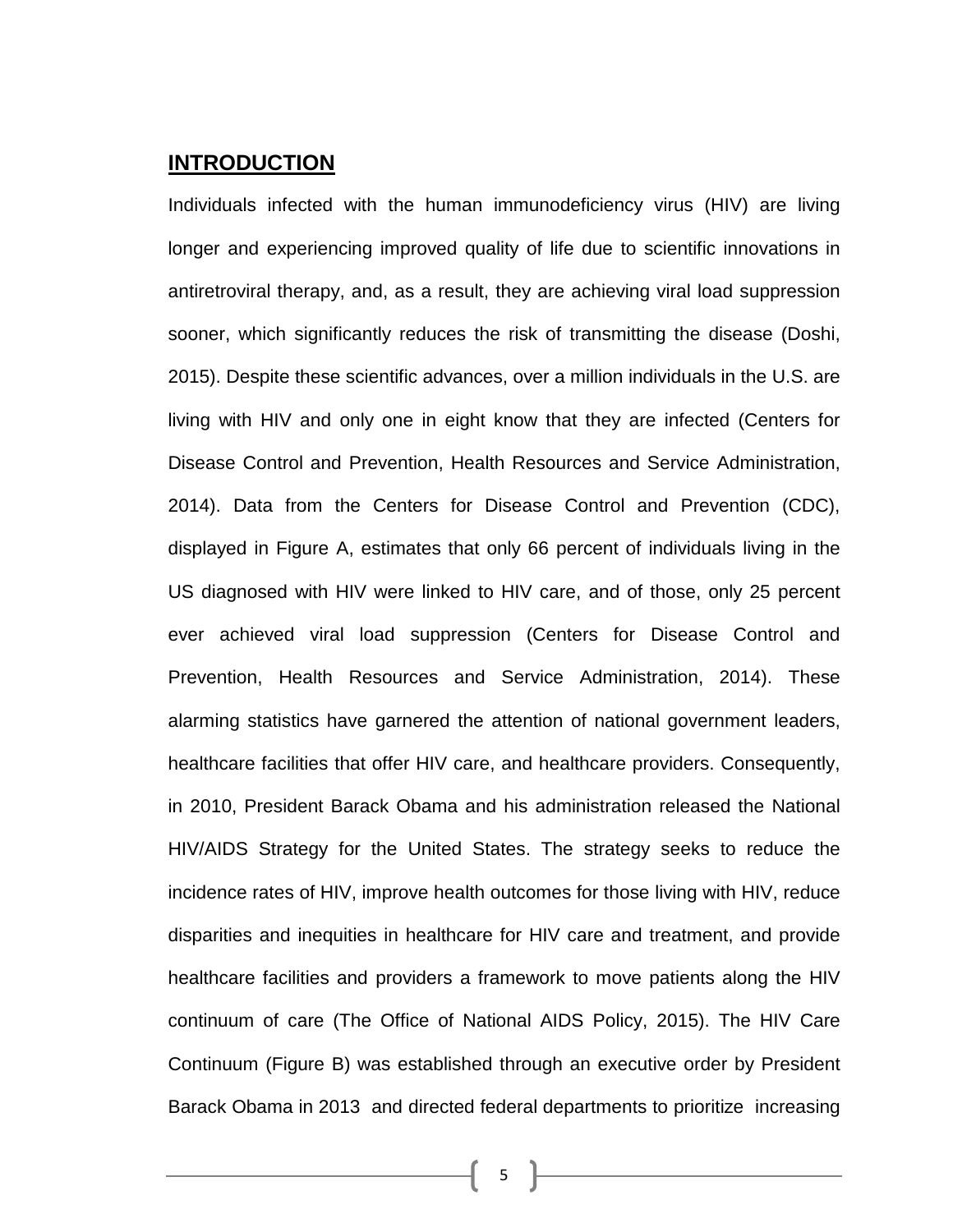## INTRODUCTION

Individuals infected with the human immunodeficiency virus (HIV) are living longer and experiencing improved quality of life due to scientific innovations in antiretroviral therapy, and, as a result, they are achieving viral load suppression sooner, which significantly reduces the risk of transmitting the disease (Doshi, 2015). Despite these scientific advances, over a million individuals in the U.S. are living with HIV and only one in eight know that they are infected (Centers for Disease Control and Prevention, Health Resources and Service Administration, 2014). Data from the Centers for Disease Control and Prevention (CDC), displayed in Figure A, estimates that only 66 percent of individuals living in the US diagnosed with HIV were linked to HIV care, and of those, only 25 percent ever achieved viral load suppression (Centers for Disease Control and Prevention, Health Resources and Service Administration, 2014). These alarming statistics have garnered the attention of national government leaders, healthcare facilities that offer HIV care, and healthcare providers. Consequently, in 2010, President Barack Obama and his administration released the National HIV/AIDS Strategy for the United States. The strategy seeks to reduce the incidence rates of HIV, improve health outcomes for those living with HIV, reduce disparities and inequities in healthcare for HIV care and treatment, and provide healthcare facilities and providers a framework to move patients along the HIV continuum of care (The Office of National AIDS Policy, 2015). The HIV Care Continuum (Figure B) was established through an executive order by President Barack Obama in 2013 and directed federal departments to prioritize increasing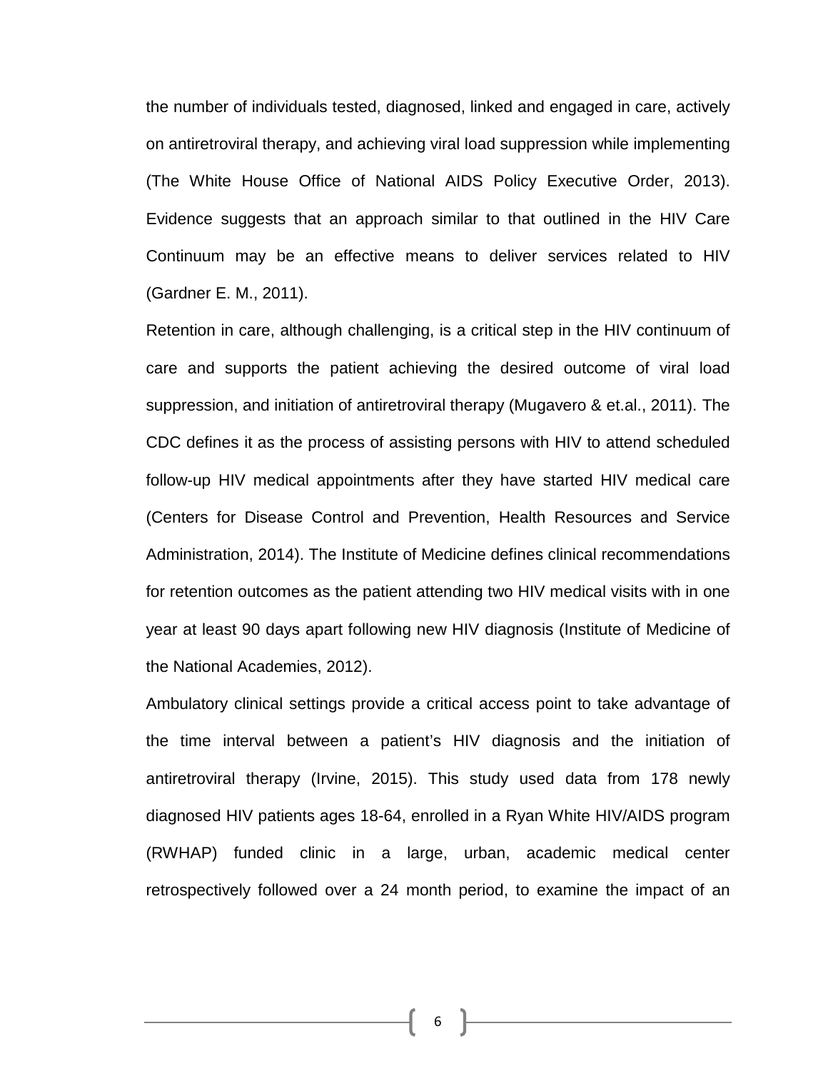the number of individuals tested, diagnosed, linked and engaged in care, actively on antiretroviral therapy, and achieving viral load suppression while implementing (The White House Office of National AIDS Policy Executive Order, 2013). Evidence suggests that an approach similar to that outlined in the HIV Care Continuum may be an effective means to deliver services related to HIV (Gardner E. M., 2011).

Retention in care, although challenging, is a critical step in the HIV continuum of care and supports the patient achieving the desired outcome of viral load suppression, and initiation of antiretroviral therapy (Mugavero & et.al., 2011). The CDC defines it as the process of assisting persons with HIV to attend scheduled follow-up HIV medical appointments after they have started HIV medical care (Centers for Disease Control and Prevention, Health Resources and Service Administration, 2014). The Institute of Medicine defines clinical recommendations for retention outcomes as the patient attending two HIV medical visits with in one year at least 90 days apart following new HIV diagnosis (Institute of Medicine of the National Academies, 2012).

Ambulatory clinical settings provide a critical access point to take advantage of the time interval between a patient's HIV diagnosis and the initiation of antiretroviral therapy (Irvine, 2015). This study used data from 178 newly diagnosed HIV patients ages 18-64, enrolled in a Ryan White HIV/AIDS program (RWHAP) funded clinic in a large, urban, academic medical center retrospectively followed over a 24 month period, to examine the impact of an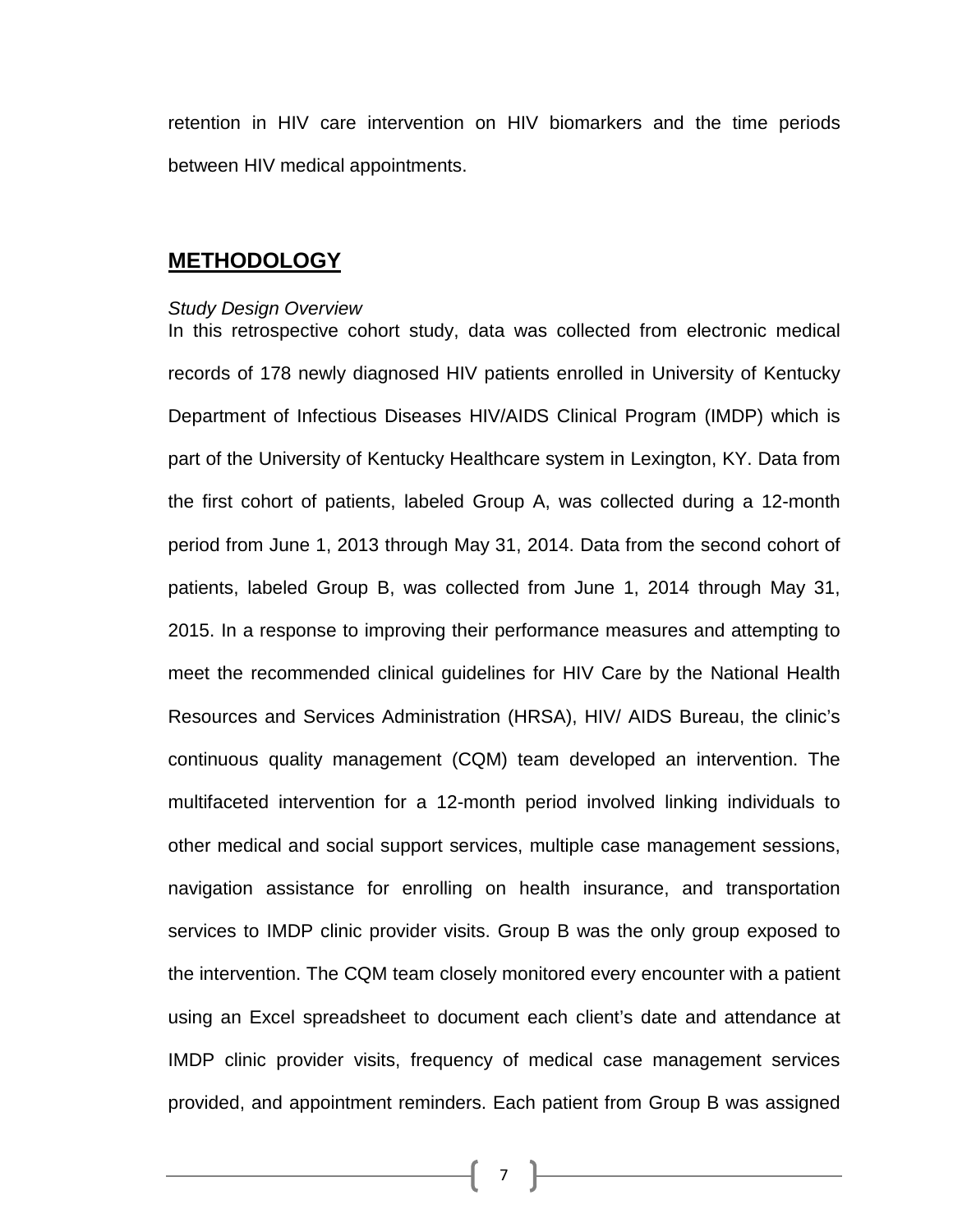retention in HIV care intervention on HIV biomarkers and the time periods between HIV medical appointments.

## METHODOLOGY

*Study Design Overview*

In this retrospective cohort study, data was collected from electronic medical records of 178 newly diagnosed HIV patients enrolled in University of Kentucky Department of Infectious Diseases HIV/AIDS Clinical Program (IMDP) which is part of the University of Kentucky Healthcare system in Lexington, KY. Data from the first cohort of patients, labeled Group A, was collected during a 12-month period from June 1, 2013 through May 31, 2014. Data from the second cohort of patients, labeled Group B, was collected from June 1, 2014 through May 31, 2015. In a response to improving their performance measures and attempting to meet the recommended clinical guidelines for HIV Care by the National Health Resources and Services Administration (HRSA), HIV/ AIDS Bureau, the clinic's continuous quality management (CQM) team developed an intervention. The multifaceted intervention for a 12-month period involved linking individuals to other medical and social support services, multiple case management sessions, navigation assistance for enrolling on health insurance, and transportation services to IMDP clinic provider visits. Group B was the only group exposed to the intervention. The CQM team closely monitored every encounter with a patient using an Excel spreadsheet to document each client's date and attendance at IMDP clinic provider visits, frequency of medical case management services provided, and appointment reminders. Each patient from Group B was assigned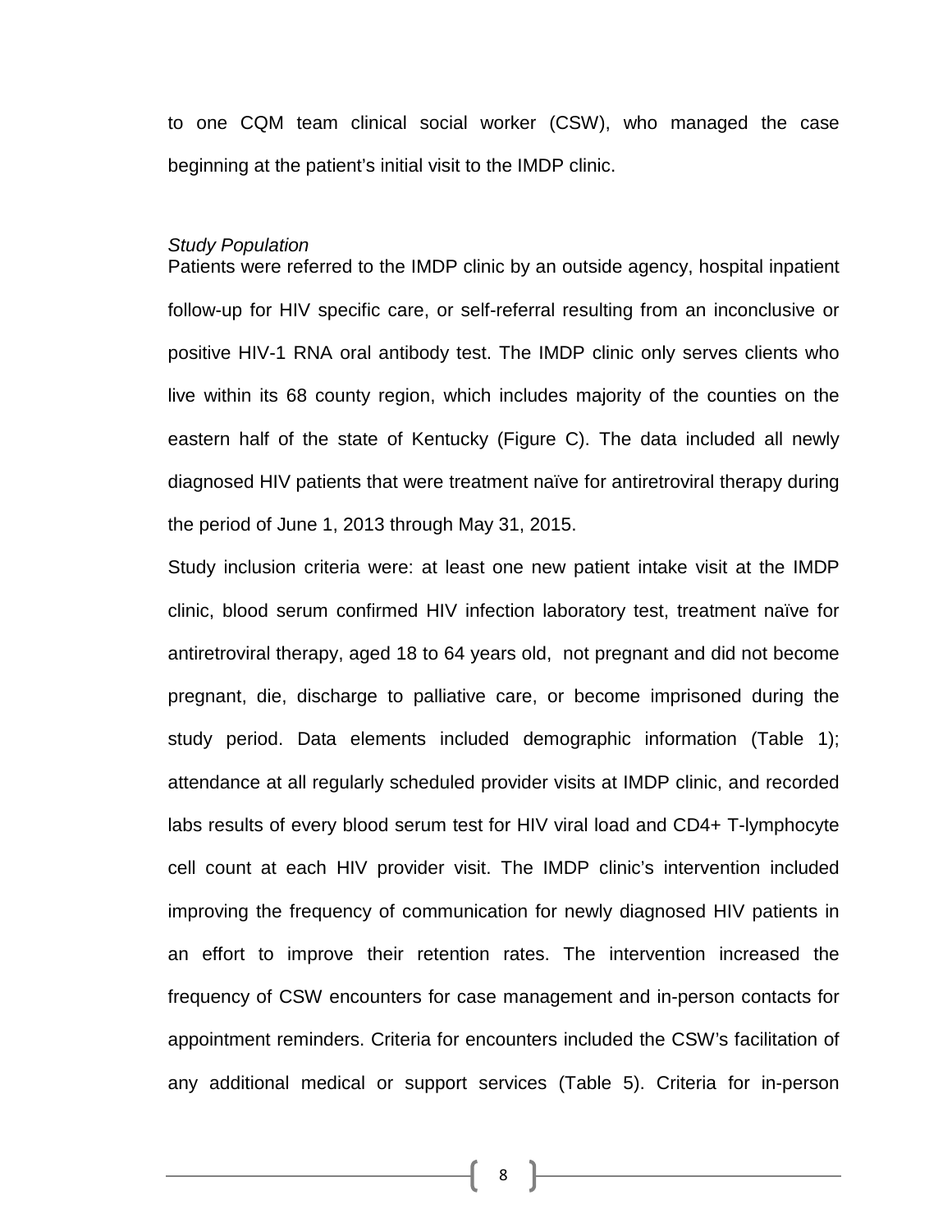to one CQM team clinical social worker (CSW), who managed the case beginning at the patient's initial visit to the IMDP clinic.

*Study Population*

Patients were referred to the IMDP clinic by an outside agency, hospital inpatient follow-up for HIV specific care, or self-referral resulting from an inconclusive or positive HIV-1 RNA oral antibody test. The IMDP clinic only serves clients who live within its 68 county region, which includes majority of the counties on the eastern half of the state of Kentucky (Figure C). The data included all newly diagnosed HIV patients that were treatment naïve for antiretroviral therapy during the period of June 1, 2013 through May 31, 2015.

Study inclusion criteria were: at least one new patient intake visit at the IMDP clinic, blood serum confirmed HIV infection laboratory test, treatment naïve for antiretroviral therapy, aged 18 to 64 years old, not pregnant and did not become pregnant, die, discharge to palliative care, or become imprisoned during the study period. Data elements included demographic information (Table 1); attendance at all regularly scheduled provider visits at IMDP clinic, and recorded labs results of every blood serum test for HIV viral load and CD4+ T-lymphocyte cell count at each HIV provider visit. The IMDP clinic's intervention included improving the frequency of communication for newly diagnosed HIV patients in an effort to improve their retention rates. The intervention increased the frequency of CSW encounters for case management and in-person contacts for appointment reminders. Criteria for encounters included the CSW's facilitation of any additional medical or support services (Table 5). Criteria for in-person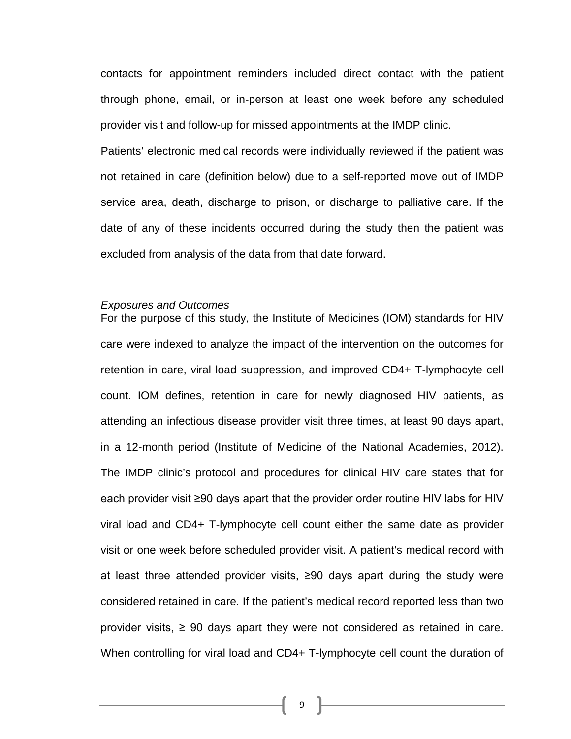contacts for appointment reminders included direct contact with the patient through phone, email, or in-person at least one week before any scheduled provider visit and follow-up for missed appointments at the IMDP clinic.

Patients' electronic medical records were individually reviewed if the patient was not retained in care (definition below) due to a self-reported move out of IMDP service area, death, discharge to prison, or discharge to palliative care. If the date of any of these incidents occurred during the study then the patient was excluded from analysis of the data from that date forward.

*Exposures and Outcomes*

For the purpose of this study, the Institute of Medicines (IOM) standards for HIV care were indexed to analyze the impact of the intervention on the outcomes for retention in care, viral load suppression, and improved CD4+ T-lymphocyte cell count. IOM defines, retention in care for newly diagnosed HIV patients, as attending an infectious disease provider visit three times, at least 90 days apart, in a 12-month period (Institute of Medicine of the National Academies, 2012). The IMDP clinic's protocol and procedures for clinical HIV care states that for each provider visit ≥90 days apart that the provider order routine HIV labs for HIV viral load and CD4+ T-lymphocyte cell count either the same date as provider visit or one week before scheduled provider visit. A patient's medical record with at least three attended provider visits, ≥90 days apart during the study were considered retained in care. If the patient's medical record reported less than two provider visits, ≥ 90 days apart they were not considered as retained in care. When controlling for viral load and CD4+ T-lymphocyte cell count the duration of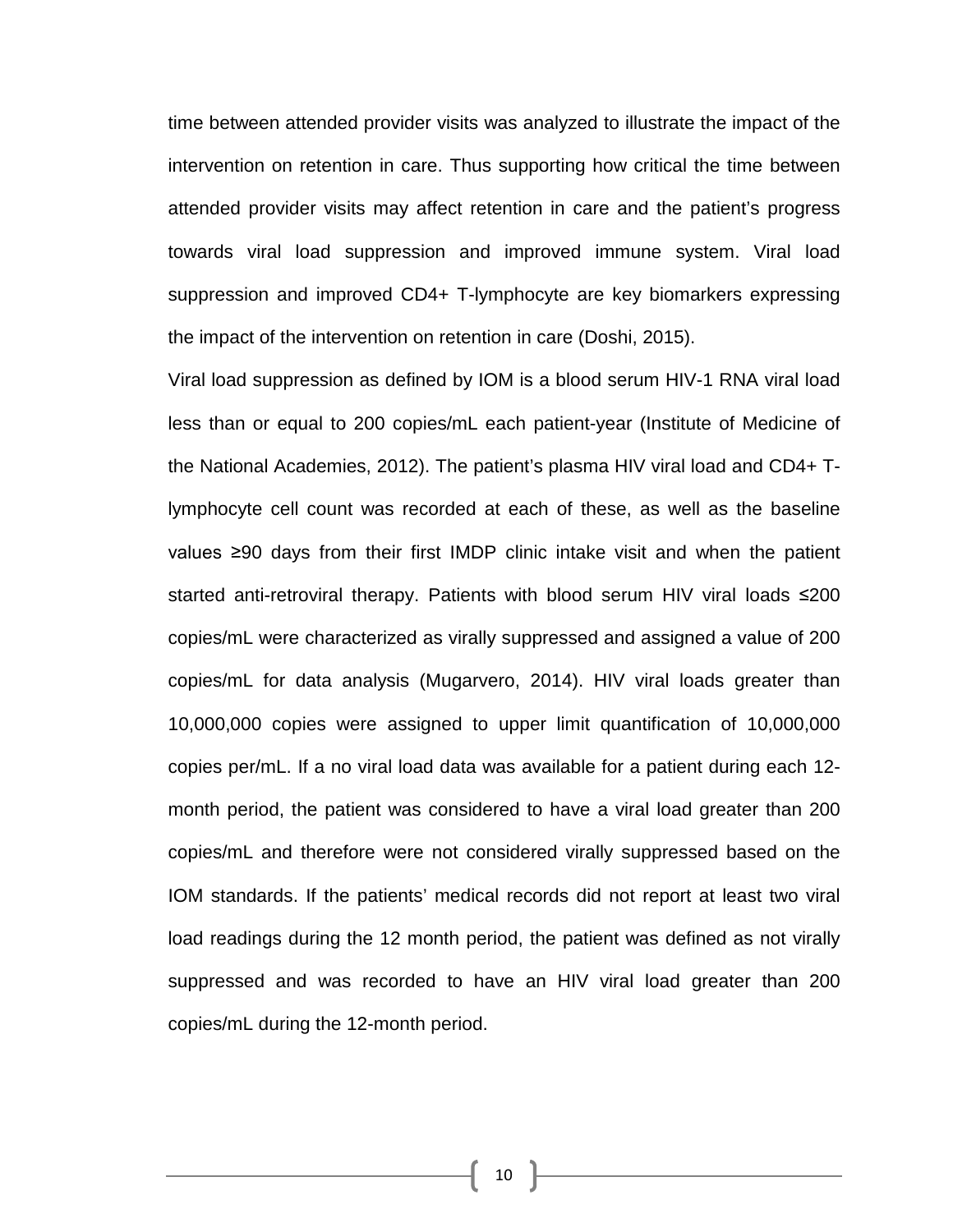time between attended provider visits was analyzed to illustrate the impact of the intervention on retention in care. Thus supporting how critical the time between attended provider visits may affect retention in care and the patient's progress towards viral load suppression and improved immune system. Viral load suppression and improved CD4+ T-lymphocyte are key biomarkers expressing the impact of the intervention on retention in care (Doshi, 2015).

Viral load suppression as defined by IOM is a blood serum HIV-1 RNA viral load less than or equal to 200 copies/mL each patient-year (Institute of Medicine of the National Academies, 2012). The patient's plasma HIV viral load and CD4+ T-lymphocyte cell count was recorded at each of these, as well as the baseline values ≥90 days from their first IMDP clinic intake visit and when the patient started anti-retroviral therapy. Patients with blood serum HIV viral loads ≤200 copies/mL were characterized as virally suppressed and assigned a value of 200 copies/mL for data analysis (Mugarvero, 2014). HIV viral loads greater than 10,000,000 copies were assigned to upper limit quantification of 10,000,000 copies per/mL. If a no viral load data was available for a patient during each 12-month period, the patient was considered to have a viral load greater than 200 copies/mL and therefore were not considered virally suppressed based on the IOM standards. If the patients' medical records did not report at least two viral load readings during the 12 month period, the patient was defined as not virally suppressed and was recorded to have an HIV viral load greater than 200 copies/mL during the 12-month period.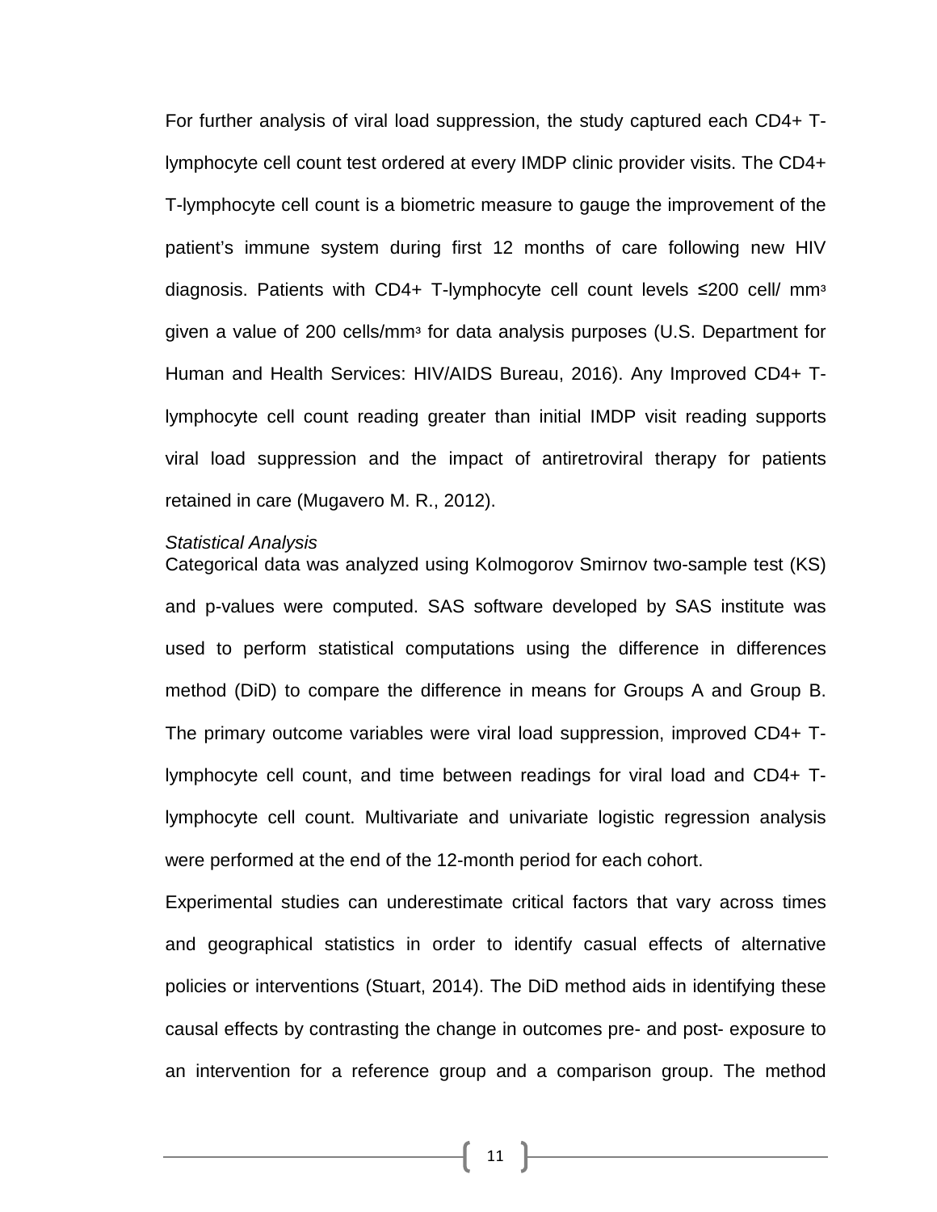For further analysis of viral load suppression, the study captured each CD4+ T-lymphocyte cell count test ordered at every IMDP clinic provider visits. The CD4+ T-lymphocyte cell count is a biometric measure to gauge the improvement of the patient's immune system during first 12 months of care following new HIV diagnosis. Patients with CD4+ T-lymphocyte cell count levels ≤200 cell/ $mm^3$ given a value of 200 cells/$mm^3$ for data analysis purposes (U.S. Department for Human and Health Services: HIV/AIDS Bureau, 2016). Any Improved CD4+ T-lymphocyte cell count reading greater than initial IMDP visit reading supports viral load suppression and the impact of antiretroviral therapy for patients retained in care (Mugavero M. R., 2012).

*Statistical Analysis*

Categorical data was analyzed using Kolmogorov Smirnov two-sample test (KS) and p-values were computed. SAS software developed by SAS institute was used to perform statistical computations using the difference in differences method (DiD) to compare the difference in means for Groups A and Group B. The primary outcome variables were viral load suppression, improved CD4+ T-lymphocyte cell count, and time between readings for viral load and CD4+ T-lymphocyte cell count. Multivariate and univariate logistic regression analysis were performed at the end of the 12-month period for each cohort.

Experimental studies can underestimate critical factors that vary across times and geographical statistics in order to identify casual effects of alternative policies or interventions (Stuart, 2014). The DiD method aids in identifying these causal effects by contrasting the change in outcomes pre- and post- exposure to an intervention for a reference group and a comparison group. The method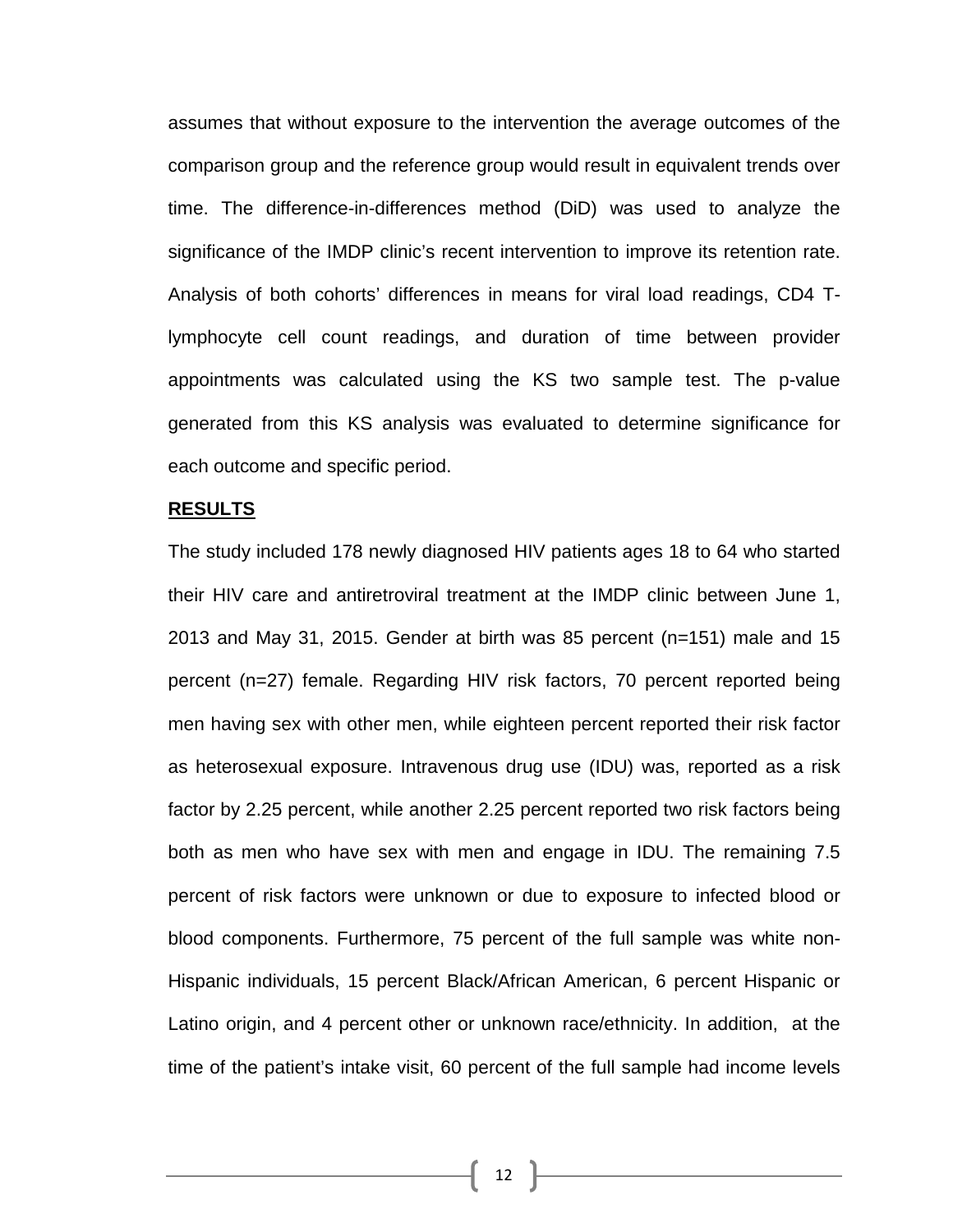assumes that without exposure to the intervention the average outcomes of the comparison group and the reference group would result in equivalent trends over time. The difference-in-differences method (DiD) was used to analyze the significance of the IMDP clinic's recent intervention to improve its retention rate. Analysis of both cohorts' differences in means for viral load readings, CD4 T-lymphocyte cell count readings, and duration of time between provider appointments was calculated using the KS two sample test. The p-value generated from this KS analysis was evaluated to determine significance for each outcome and specific period.

## RESULTS

The study included 178 newly diagnosed HIV patients ages 18 to 64 who started their HIV care and antiretroviral treatment at the IMDP clinic between June 1, 2013 and May 31, 2015. Gender at birth was 85 percent (n=151) male and 15 percent (n=27) female. Regarding HIV risk factors, 70 percent reported being men having sex with other men, while eighteen percent reported their risk factor as heterosexual exposure. Intravenous drug use (IDU) was, reported as a risk factor by 2.25 percent, while another 2.25 percent reported two risk factors being both as men who have sex with men and engage in IDU. The remaining 7.5 percent of risk factors were unknown or due to exposure to infected blood or blood components. Furthermore, 75 percent of the full sample was white non-Hispanic individuals, 15 percent Black/African American, 6 percent Hispanic or Latino origin, and 4 percent other or unknown race/ethnicity. In addition, at the time of the patient's intake visit, 60 percent of the full sample had income levels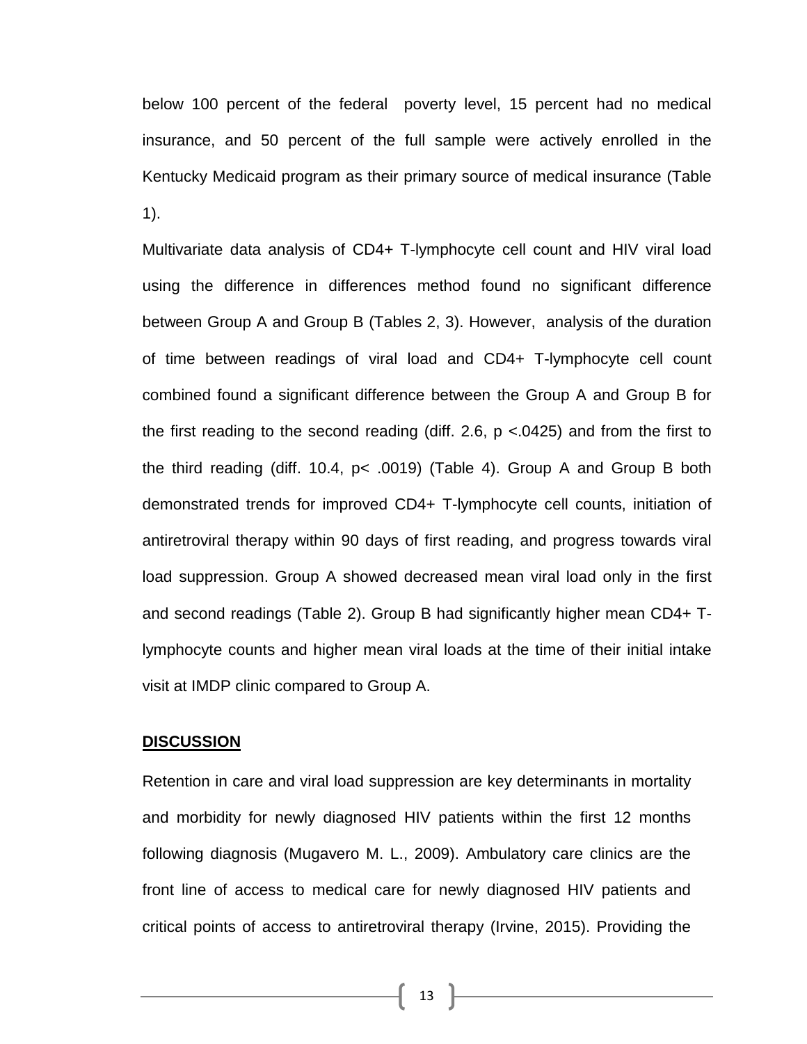below 100 percent of the federal poverty level, 15 percent had no medical insurance, and 50 percent of the full sample were actively enrolled in the Kentucky Medicaid program as their primary source of medical insurance (Table 1).

Multivariate data analysis of CD4+ T-lymphocyte cell count and HIV viral load using the difference in differences method found no significant difference between Group A and Group B (Tables 2, 3). However, analysis of the duration of time between readings of viral load and CD4+ T-lymphocyte cell count combined found a significant difference between the Group A and Group B for the first reading to the second reading (diff. 2.6, $p < .0425$) and from the first to the third reading (diff. 10.4, $p < .0019$) (Table 4). Group A and Group B both demonstrated trends for improved CD4+ T-lymphocyte cell counts, initiation of antiretroviral therapy within 90 days of first reading, and progress towards viral load suppression. Group A showed decreased mean viral load only in the first and second readings (Table 2). Group B had significantly higher mean CD4+ T-lymphocyte counts and higher mean viral loads at the time of their initial intake visit at IMDP clinic compared to Group A.

## DISCUSSION

Retention in care and viral load suppression are key determinants in mortality and morbidity for newly diagnosed HIV patients within the first 12 months following diagnosis (Mugavero M. L., 2009). Ambulatory care clinics are the front line of access to medical care for newly diagnosed HIV patients and critical points of access to antiretroviral therapy (Irvine, 2015). Providing the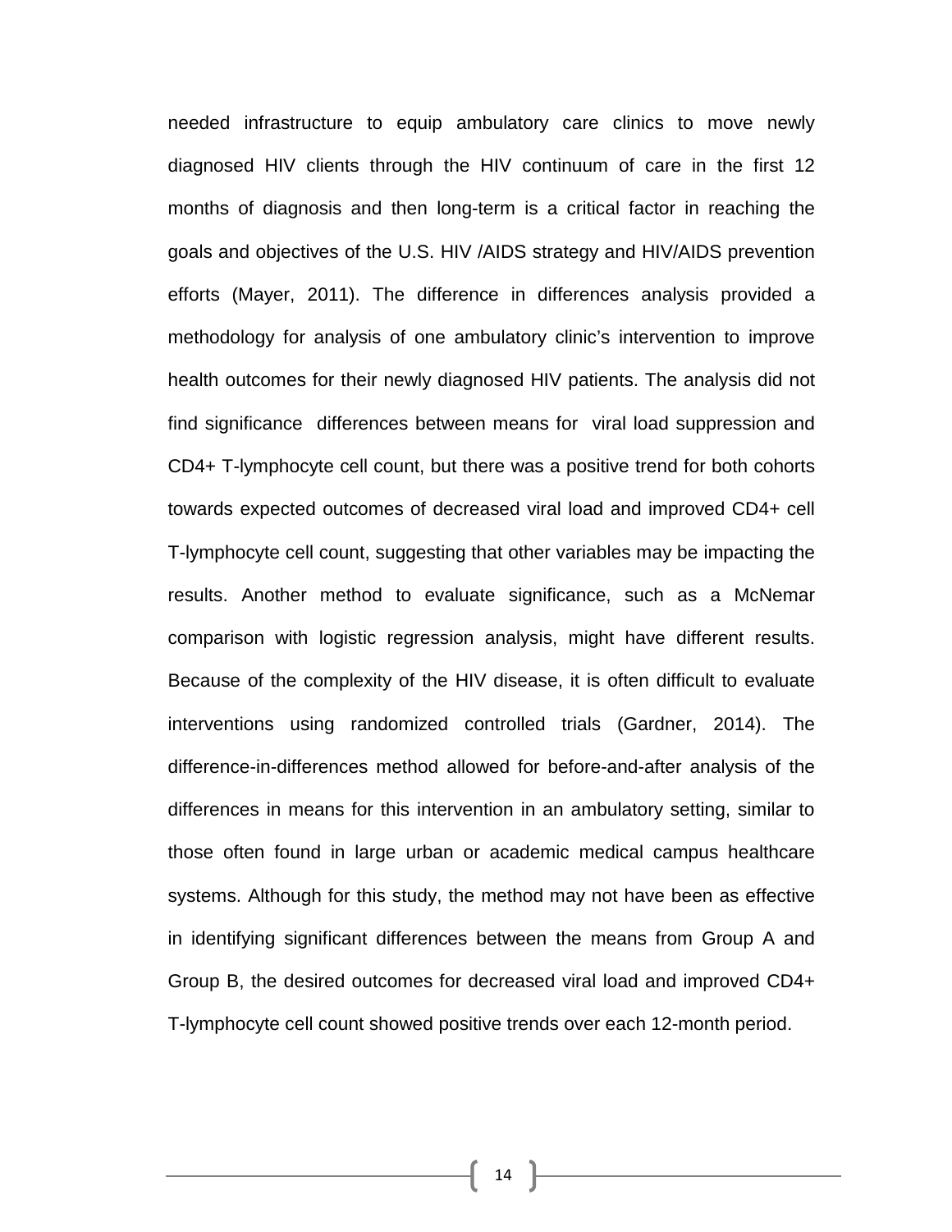needed infrastructure to equip ambulatory care clinics to move newly diagnosed HIV clients through the HIV continuum of care in the first 12 months of diagnosis and then long-term is a critical factor in reaching the goals and objectives of the U.S. HIV /AIDS strategy and HIV/AIDS prevention efforts (Mayer, 2011). The difference in differences analysis provided a methodology for analysis of one ambulatory clinic's intervention to improve health outcomes for their newly diagnosed HIV patients. The analysis did not find significance differences between means for viral load suppression and CD4+ T-lymphocyte cell count, but there was a positive trend for both cohorts towards expected outcomes of decreased viral load and improved CD4+ cell T-lymphocyte cell count, suggesting that other variables may be impacting the results. Another method to evaluate significance, such as a McNemar comparison with logistic regression analysis, might have different results. Because of the complexity of the HIV disease, it is often difficult to evaluate interventions using randomized controlled trials (Gardner, 2014). The difference-in-differences method allowed for before-and-after analysis of the differences in means for this intervention in an ambulatory setting, similar to those often found in large urban or academic medical campus healthcare systems. Although for this study, the method may not have been as effective in identifying significant differences between the means from Group A and Group B, the desired outcomes for decreased viral load and improved CD4+ T-lymphocyte cell count showed positive trends over each 12-month period.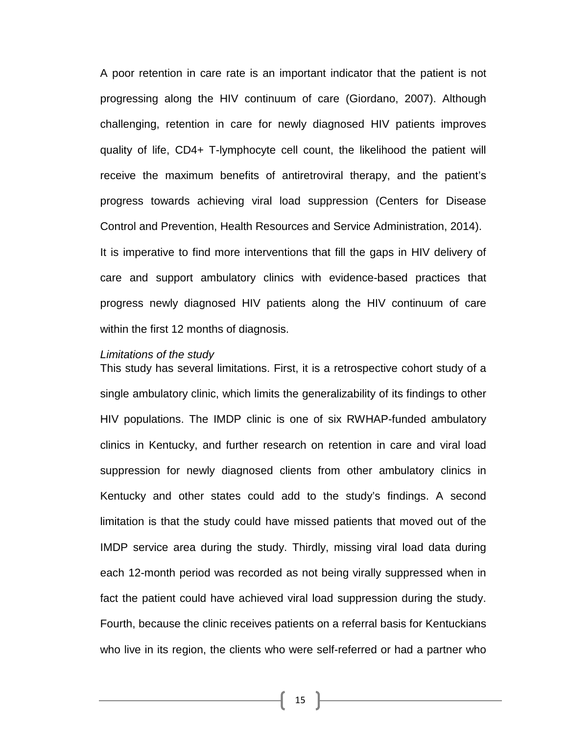A poor retention in care rate is an important indicator that the patient is not progressing along the HIV continuum of care (Giordano, 2007). Although challenging, retention in care for newly diagnosed HIV patients improves quality of life, CD4+ T-lymphocyte cell count, the likelihood the patient will receive the maximum benefits of antiretroviral therapy, and the patient's progress towards achieving viral load suppression (Centers for Disease Control and Prevention, Health Resources and Service Administration, 2014).

It is imperative to find more interventions that fill the gaps in HIV delivery of care and support ambulatory clinics with evidence-based practices that progress newly diagnosed HIV patients along the HIV continuum of care within the first 12 months of diagnosis.

*Limitations of the study*

This study has several limitations. First, it is a retrospective cohort study of a single ambulatory clinic, which limits the generalizability of its findings to other HIV populations. The IMDP clinic is one of six RWHAP-funded ambulatory clinics in Kentucky, and further research on retention in care and viral load suppression for newly diagnosed clients from other ambulatory clinics in Kentucky and other states could add to the study's findings. A second limitation is that the study could have missed patients that moved out of the IMDP service area during the study. Thirdly, missing viral load data during each 12-month period was recorded as not being virally suppressed when in fact the patient could have achieved viral load suppression during the study. Fourth, because the clinic receives patients on a referral basis for Kentuckians who live in its region, the clients who were self-referred or had a partner who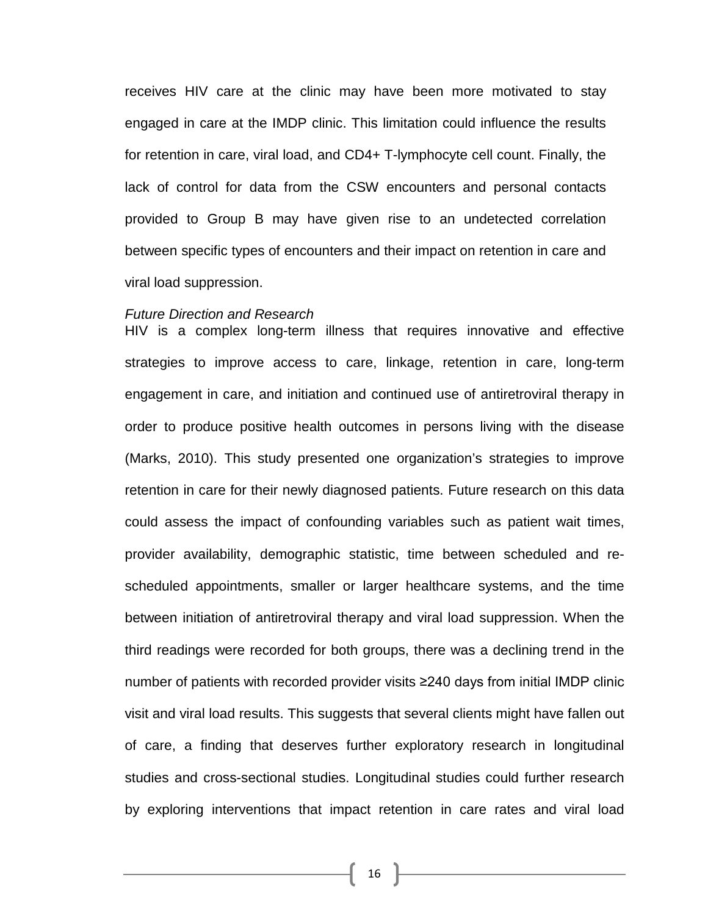receives HIV care at the clinic may have been more motivated to stay engaged in care at the IMDP clinic. This limitation could influence the results for retention in care, viral load, and CD4+ T-lymphocyte cell count. Finally, the lack of control for data from the CSW encounters and personal contacts provided to Group B may have given rise to an undetected correlation between specific types of encounters and their impact on retention in care and viral load suppression.

*Future Direction and Research*

HIV is a complex long-term illness that requires innovative and effective strategies to improve access to care, linkage, retention in care, long-term engagement in care, and initiation and continued use of antiretroviral therapy in order to produce positive health outcomes in persons living with the disease (Marks, 2010). This study presented one organization's strategies to improve retention in care for their newly diagnosed patients. Future research on this data could assess the impact of confounding variables such as patient wait times, provider availability, demographic statistic, time between scheduled and re-scheduled appointments, smaller or larger healthcare systems, and the time between initiation of antiretroviral therapy and viral load suppression. When the third readings were recorded for both groups, there was a declining trend in the number of patients with recorded provider visits ≥240 days from initial IMDP clinic visit and viral load results. This suggests that several clients might have fallen out of care, a finding that deserves further exploratory research in longitudinal studies and cross-sectional studies. Longitudinal studies could further research by exploring interventions that impact retention in care rates and viral load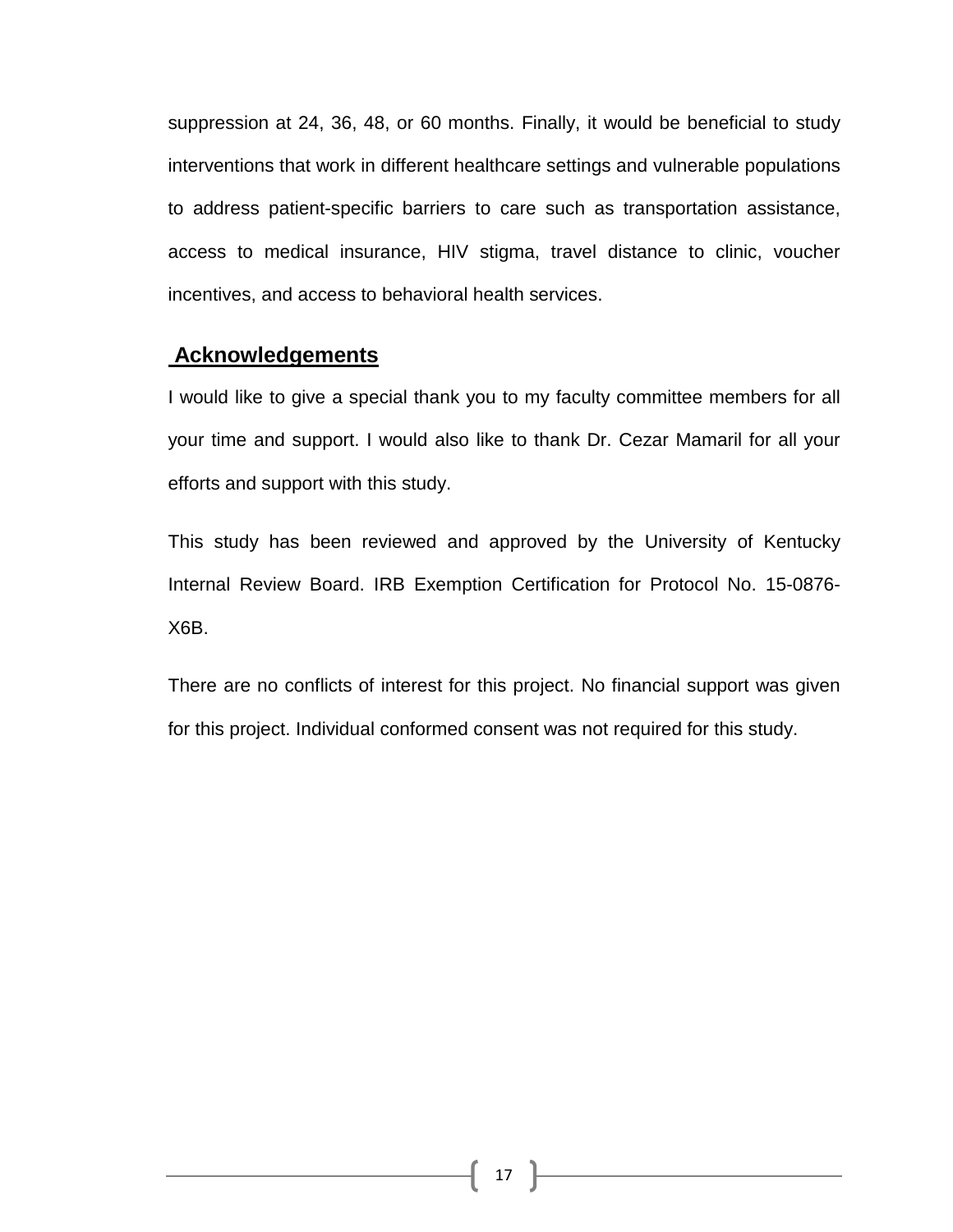suppression at 24, 36, 48, or 60 months. Finally, it would be beneficial to study interventions that work in different healthcare settings and vulnerable populations to address patient-specific barriers to care such as transportation assistance, access to medical insurance, HIV stigma, travel distance to clinic, voucher incentives, and access to behavioral health services.

## Acknowledgements

I would like to give a special thank you to my faculty committee members for all your time and support. I would also like to thank Dr. Cezar Mamaril for all your efforts and support with this study.

This study has been reviewed and approved by the University of Kentucky Internal Review Board. IRB Exemption Certification for Protocol No. 15-0876-X6B.

There are no conflicts of interest for this project. No financial support was given for this project. Individual conformed consent was not required for this study.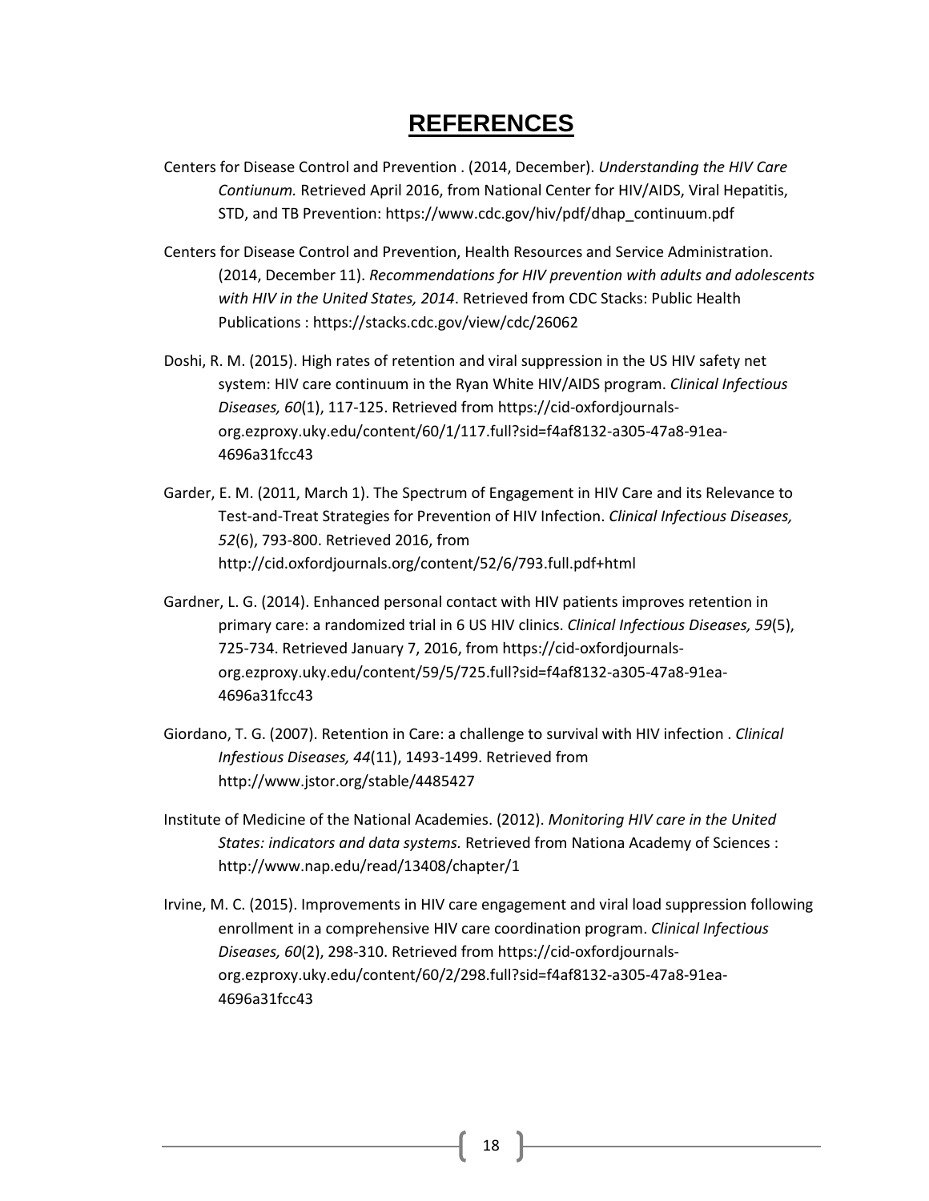# REFERENCES

Centers for Disease Control and Prevention . (2014, December). *Understanding the HIV Care Contiunum.* Retrieved April 2016, from National Center for HIV/AIDS, Viral Hepatitis, STD, and TB Prevention: https://www.cdc.gov/hiv/pdf/dhap_continuum.pdf

Centers for Disease Control and Prevention, Health Resources and Service Administration. (2014, December 11). *Recommendations for HIV prevention with adults and adolescents with HIV in the United States, 2014*. Retrieved from CDC Stacks: Public Health Publications : https://stacks.cdc.gov/view/cdc/26062

Doshi, R. M. (2015). High rates of retention and viral suppression in the US HIV safety net system: HIV care continuum in the Ryan White HIV/AIDS program. *Clinical Infectious Diseases, 60*(1), 117-125. Retrieved from https://cid-oxfordjournals-org.ezproxy.uky.edu/content/60/1/117.full?sid=f4af8132-a305-47a8-91ea-4696a31fcc43

Garder, E. M. (2011, March 1). The Spectrum of Engagement in HIV Care and its Relevance to Test-and-Treat Strategies for Prevention of HIV Infection. *Clinical Infectious Diseases, 52*(6), 793-800. Retrieved 2016, from http://cid.oxfordjournals.org/content/52/6/793.full.pdf+html

Gardner, L. G. (2014). Enhanced personal contact with HIV patients improves retention in primary care: a randomized trial in 6 US HIV clinics. *Clinical Infectious Diseases, 59*(5), 725-734. Retrieved January 7, 2016, from https://cid-oxfordjournals-org.ezproxy.uky.edu/content/59/5/725.full?sid=f4af8132-a305-47a8-91ea-4696a31fcc43

Giordano, T. G. (2007). Retention in Care: a challenge to survival with HIV infection . *Clinical Infestious Diseases, 44*(11), 1493-1499. Retrieved from http://www.jstor.org/stable/4485427

Institute of Medicine of the National Academies. (2012). *Monitoring HIV care in the United States: indicators and data systems.* Retrieved from Nationa Academy of Sciences : http://www.nap.edu/read/13408/chapter/1

Irvine, M. C. (2015). Improvements in HIV care engagement and viral load suppression following enrollment in a comprehensive HIV care coordination program. *Clinical Infectious Diseases, 60*(2), 298-310. Retrieved from https://cid-oxfordjournals-org.ezproxy.uky.edu/content/60/2/298.full?sid=f4af8132-a305-47a8-91ea-4696a31fcc43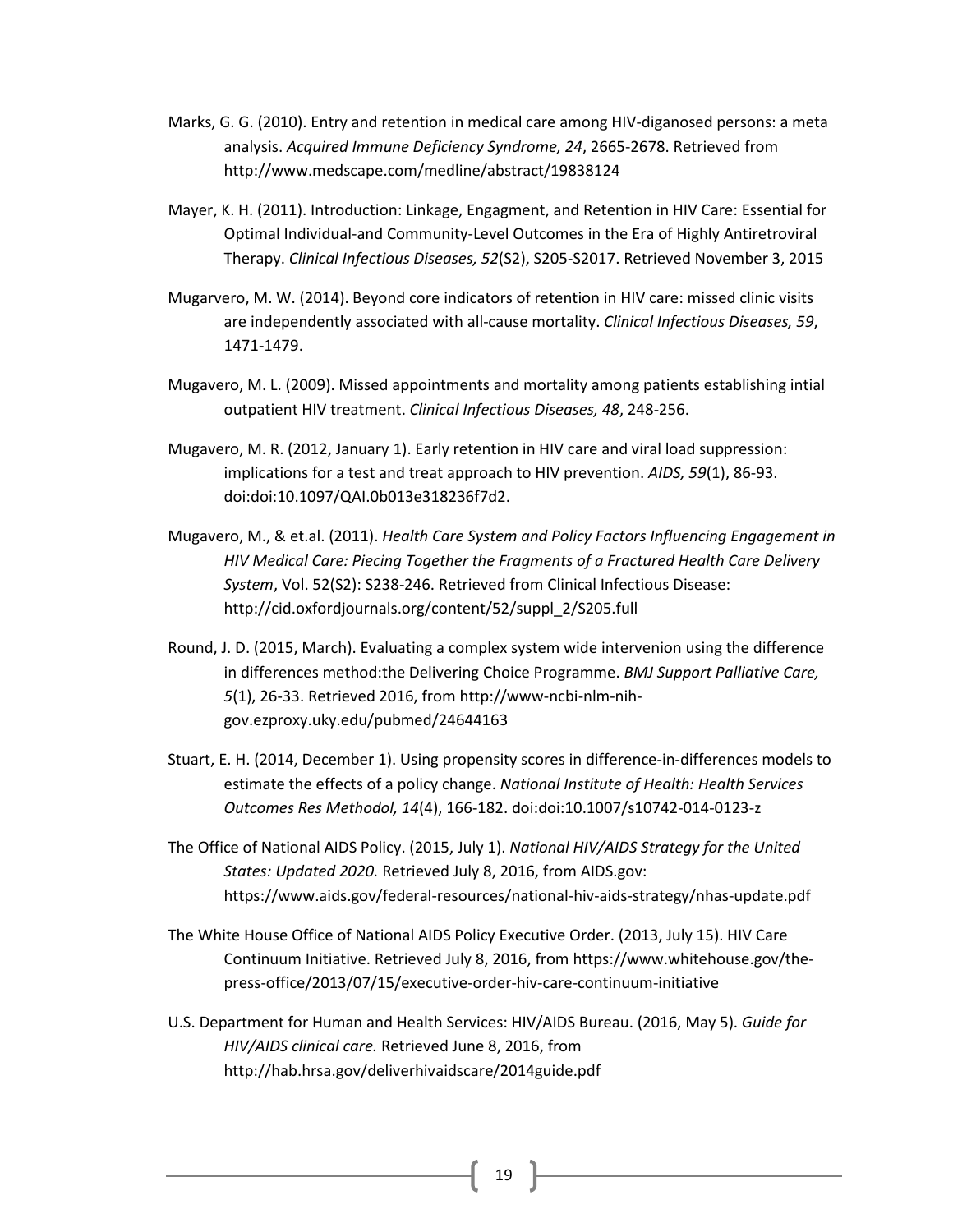Marks, G. G. (2010). Entry and retention in medical care among HIV-diganosed persons: a meta analysis. *Acquired Immune Deficiency Syndrome, 24*, 2665-2678. Retrieved from http://www.medscape.com/medline/abstract/19838124

Mayer, K. H. (2011). Introduction: Linkage, Engagment, and Retention in HIV Care: Essential for Optimal Individual-and Community-Level Outcomes in the Era of Highly Antiretroviral Therapy. *Clinical Infectious Diseases, 52*(S2), S205-S2017. Retrieved November 3, 2015

Mugarvero, M. W. (2014). Beyond core indicators of retention in HIV care: missed clinic visits are independently associated with all-cause mortality. *Clinical Infectious Diseases, 59*, 1471-1479.

Mugavero, M. L. (2009). Missed appointments and mortality among patients establishing intial outpatient HIV treatment. *Clinical Infectious Diseases, 48*, 248-256.

Mugavero, M. R. (2012, January 1). Early retention in HIV care and viral load suppression: implications for a test and treat approach to HIV prevention. *AIDS, 59*(1), 86-93. doi:doi:10.1097/QAI.0b013e318236f7d2.

Mugavero, M., & et.al. (2011). *Health Care System and Policy Factors Influencing Engagement in HIV Medical Care: Piecing Together the Fragments of a Fractured Health Care Delivery System*, Vol. 52(S2): S238-246. Retrieved from Clinical Infectious Disease: http://cid.oxfordjournals.org/content/52/suppl_2/S205.full

Round, J. D. (2015, March). Evaluating a complex system wide intervenion using the difference in differences method:the Delivering Choice Programme. *BMJ Support Palliative Care, 5*(1), 26-33. Retrieved 2016, from http://www-ncbi-nlm-nih-gov.ezproxy.uky.edu/pubmed/24644163

Stuart, E. H. (2014, December 1). Using propensity scores in difference-in-differences models to estimate the effects of a policy change. *National Institute of Health: Health Services Outcomes Res Methodol, 14*(4), 166-182. doi:doi:10.1007/s10742-014-0123-z

The Office of National AIDS Policy. (2015, July 1). *National HIV/AIDS Strategy for the United States: Updated 2020.* Retrieved July 8, 2016, from AIDS.gov: https://www.aids.gov/federal-resources/national-hiv-aids-strategy/nhas-update.pdf

The White House Office of National AIDS Policy Executive Order. (2013, July 15). HIV Care Continuum Initiative. Retrieved July 8, 2016, from https://www.whitehouse.gov/the-press-office/2013/07/15/executive-order-hiv-care-continuum-initiative

U.S. Department for Human and Health Services: HIV/AIDS Bureau. (2016, May 5). *Guide for HIV/AIDS clinical care.* Retrieved June 8, 2016, from http://hab.hrsa.gov/deliverhivaidscare/2014guide.pdf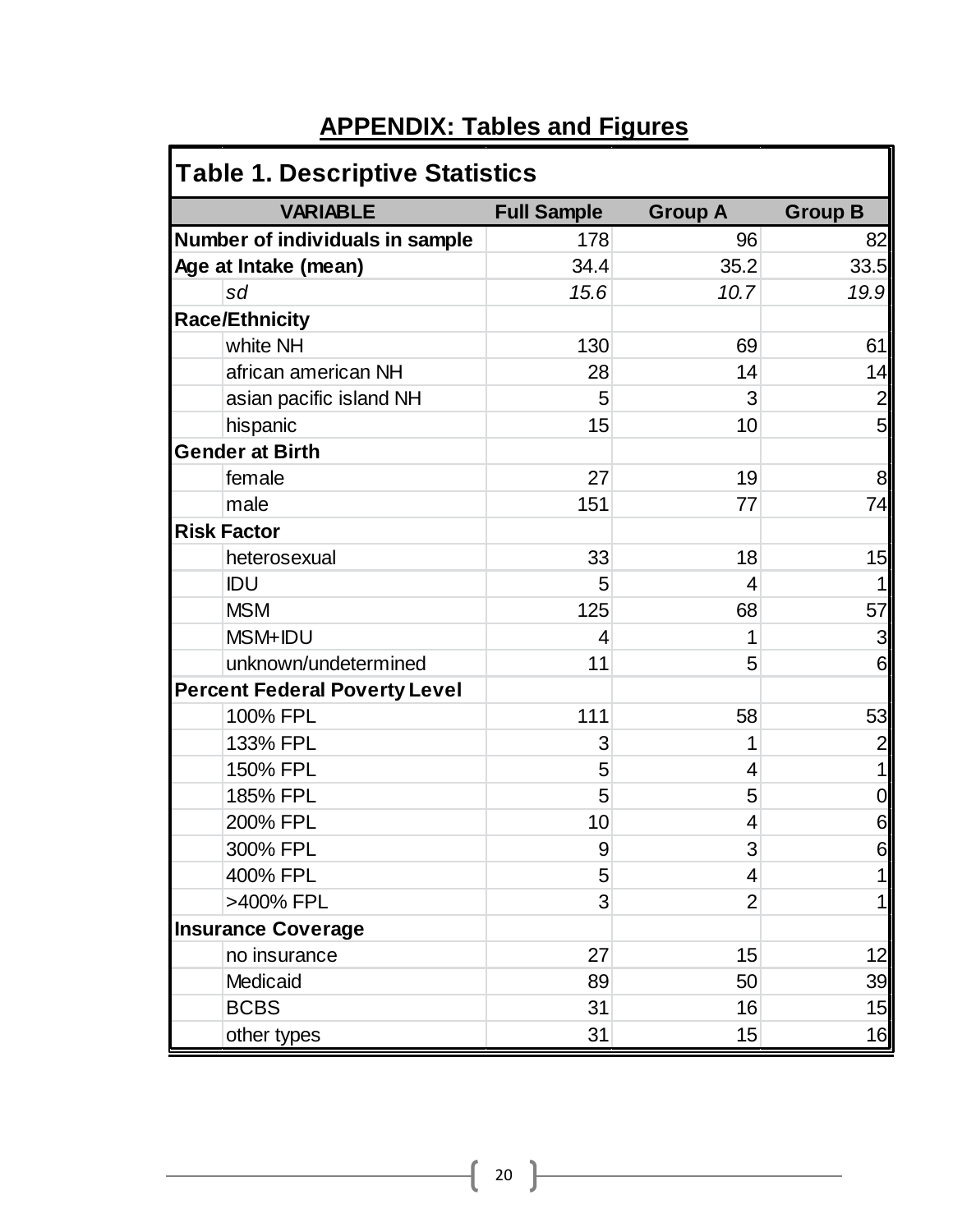# APPENDIX: Tables and Figures

**Table 1. Descriptive Statistics**

| VARIABLE | Full Sample | Group A | Group B |
|---|---|---|---|
| **Number of individuals in sample** | 178 | 96 | 82 |
| **Age at Intake (mean)** | 34.4 | 35.2 | 33.5 |
| *sd* | *15.6* | *10.7* | *19.9* |
| **Race/Ethnicity** | | | |
| white NH | 130 | 69 | 61 |
| african american NH | 28 | 14 | 14 |
| asian pacific island NH | 5 | 3 | 2 |
| hispanic | 15 | 10 | 5 |
| **Gender at Birth** | | | |
| female | 27 | 19 | 8 |
| male | 151 | 77 | 74 |
| **Risk Factor** | | | |
| heterosexual | 33 | 18 | 15 |
| IDU | 5 | 4 | 1 |
| MSM | 125 | 68 | 57 |
| MSM+IDU | 4 | 1 | 3 |
| unknown/undetermined | 11 | 5 | 6 |
| **Percent Federal Poverty Level** | | | |
| 100% FPL | 111 | 58 | 53 |
| 133% FPL | 3 | 1 | 2 |
| 150% FPL | 5 | 4 | 1 |
| 185% FPL | 5 | 5 | 0 |
| 200% FPL | 10 | 4 | 6 |
| 300% FPL | 9 | 3 | 6 |
| 400% FPL | 5 | 4 | 1 |
| >400% FPL | 3 | 2 | 1 |
| **Insurance Coverage** | | | |
| no insurance | 27 | 15 | 12 |
| Medicaid | 89 | 50 | 39 |
| BCBS | 31 | 16 | 15 |
| other types | 31 | 15 | 16 |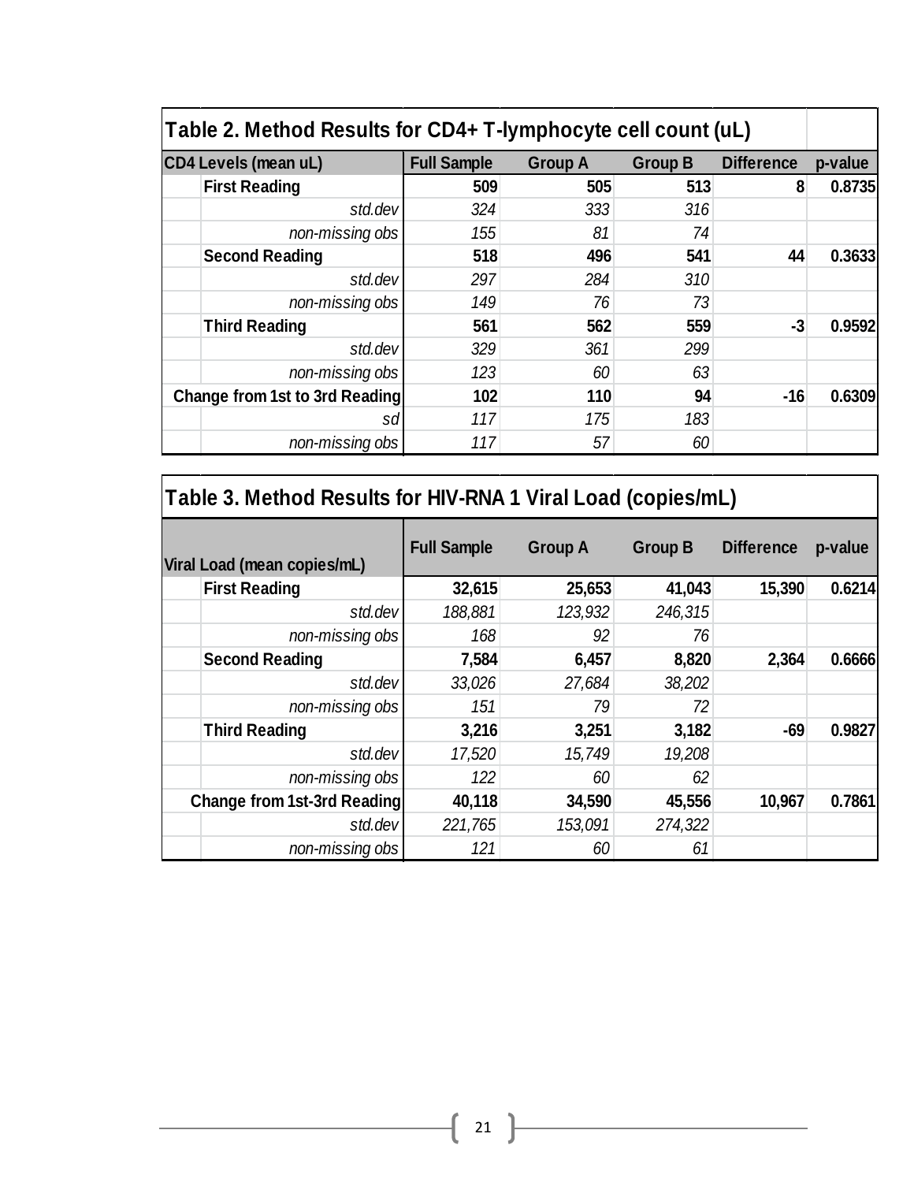**Table 2. Method Results for CD4+ T-lymphocyte cell count (uL)**

| CD4 Levels (mean uL) | Full Sample | Group A | Group B | Difference | p-value |
|---|---|---|---|---|---|
| **First Reading** | **509** | **505** | **513** | **8** | **0.8735** |
| *std.dev* | *324* | *333* | *316* | | |
| *non-missing obs* | *155* | *81* | *74* | | |
| **Second Reading** | **518** | **496** | **541** | **44** | **0.3633** |
| *std.dev* | *297* | *284* | *310* | | |
| *non-missing obs* | *149* | *76* | *73* | | |
| **Third Reading** | **561** | **562** | **559** | **-3** | **0.9592** |
| *std.dev* | *329* | *361* | *299* | | |
| *non-missing obs* | *123* | *60* | *63* | | |
| **Change from 1st to 3rd Reading** | **102** | **110** | **94** | **-16** | **0.6309** |
| *sd* | *117* | *175* | *183* | | |
| *non-missing obs* | *117* | *57* | *60* | | |

**Table 3. Method Results for HIV-RNA 1 Viral Load (copies/mL)**

| Viral Load (mean copies/mL) | Full Sample | Group A | Group B | Difference | p-value |
|---|---|---|---|---|---|
| **First Reading** | **32,615** | **25,653** | **41,043** | **15,390** | **0.6214** |
| *std.dev* | *188,881* | *123,932* | *246,315* | | |
| *non-missing obs* | *168* | *92* | *76* | | |
| **Second Reading** | **7,584** | **6,457** | **8,820** | **2,364** | **0.6666** |
| *std.dev* | *33,026* | *27,684* | *38,202* | | |
| *non-missing obs* | *151* | *79* | *72* | | |
| **Third Reading** | **3,216** | **3,251** | **3,182** | **-69** | **0.9827** |
| *std.dev* | *17,520* | *15,749* | *19,208* | | |
| *non-missing obs* | *122* | *60* | *62* | | |
| **Change from 1st-3rd Reading** | **40,118** | **34,590** | **45,556** | **10,967** | **0.7861** |
| *std.dev* | *221,765* | *153,091* | *274,322* | | |
| *non-missing obs* | *121* | *60* | *61* | | |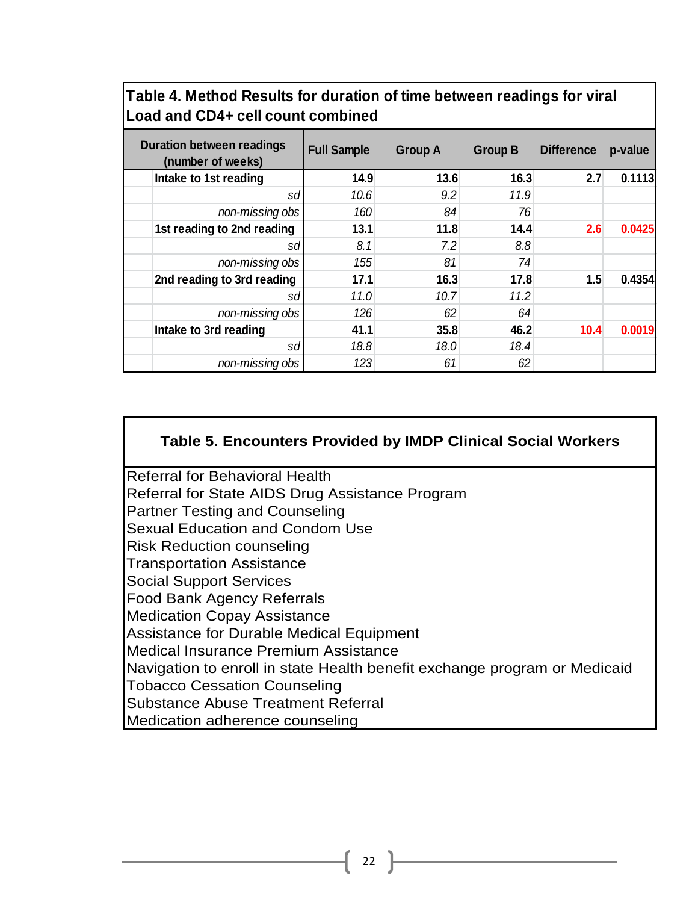**Table 4. Method Results for duration of time between readings for viral Load and CD4+ cell count combined**

| Duration between readings (number of weeks) | Full Sample | Group A | Group B | Difference | p-value |
|---|---|---|---|---|---|
| **Intake to 1st reading** | **14.9** | **13.6** | **16.3** | **2.7** | **0.1113** |
| *sd* | *10.6* | *9.2* | *11.9* | | |
| *non-missing obs* | *160* | *84* | *76* | | |
| **1st reading to 2nd reading** | **13.1** | **11.8** | **14.4** | **2.6** | **0.0425** |
| *sd* | *8.1* | *7.2* | *8.8* | | |
| *non-missing obs* | *155* | *81* | *74* | | |
| **2nd reading to 3rd reading** | **17.1** | **16.3** | **17.8** | **1.5** | **0.4354** |
| *sd* | *11.0* | *10.7* | *11.2* | | |
| *non-missing obs* | *126* | *62* | *64* | | |
| **Intake to 3rd reading** | **41.1** | **35.8** | **46.2** | **10.4** | **0.0019** |
| *sd* | *18.8* | *18.0* | *18.4* | | |
| *non-missing obs* | *123* | *61* | *62* | | |

| **Table 5. Encounters Provided by IMDP Clinical Social Workers** |
|---|
| Referral for Behavioral Health |
| Referral for State AIDS Drug Assistance Program |
| Partner Testing and Counseling |
| Sexual Education and Condom Use |
| Risk Reduction counseling |
| Transportation Assistance |
| Social Support Services |
| Food Bank Agency Referrals |
| Medication Copay Assistance |
| Assistance for Durable Medical Equipment |
| Medical Insurance Premium Assistance |
| Navigation to enroll in state Health benefit exchange program or Medicaid |
| Tobacco Cessation Counseling |
| Substance Abuse Treatment Referral |
| Medication adherence counseling |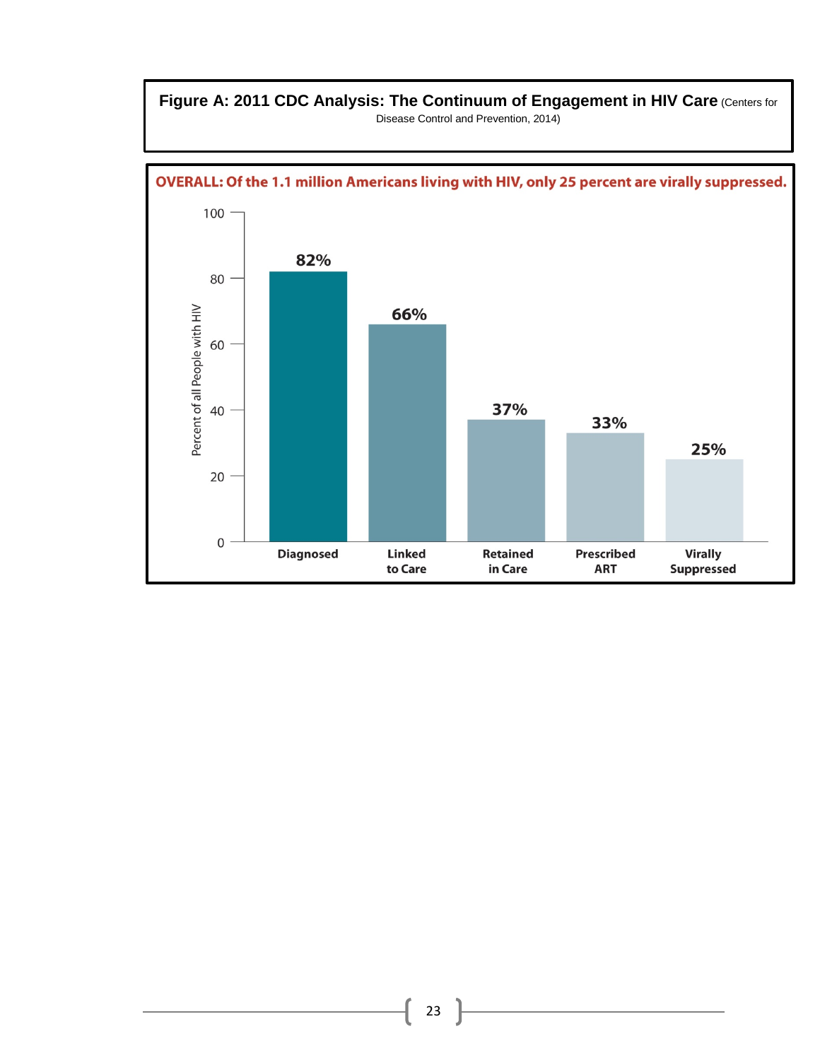**Figure A: 2011 CDC Analysis: The Continuum of Engagement in HIV Care** (Centers for Disease Control and Prevention, 2014)

**OVERALL: Of the 1.1 million Americans living with HIV, only 25 percent are virally suppressed.**

| Stage | Percent of all People with HIV |
|---|---|
| Diagnosed | 82% |
| Linked to Care | 66% |
| Retained in Care | 37% |
| Prescribed ART | 33% |
| Virally Suppressed | 25% |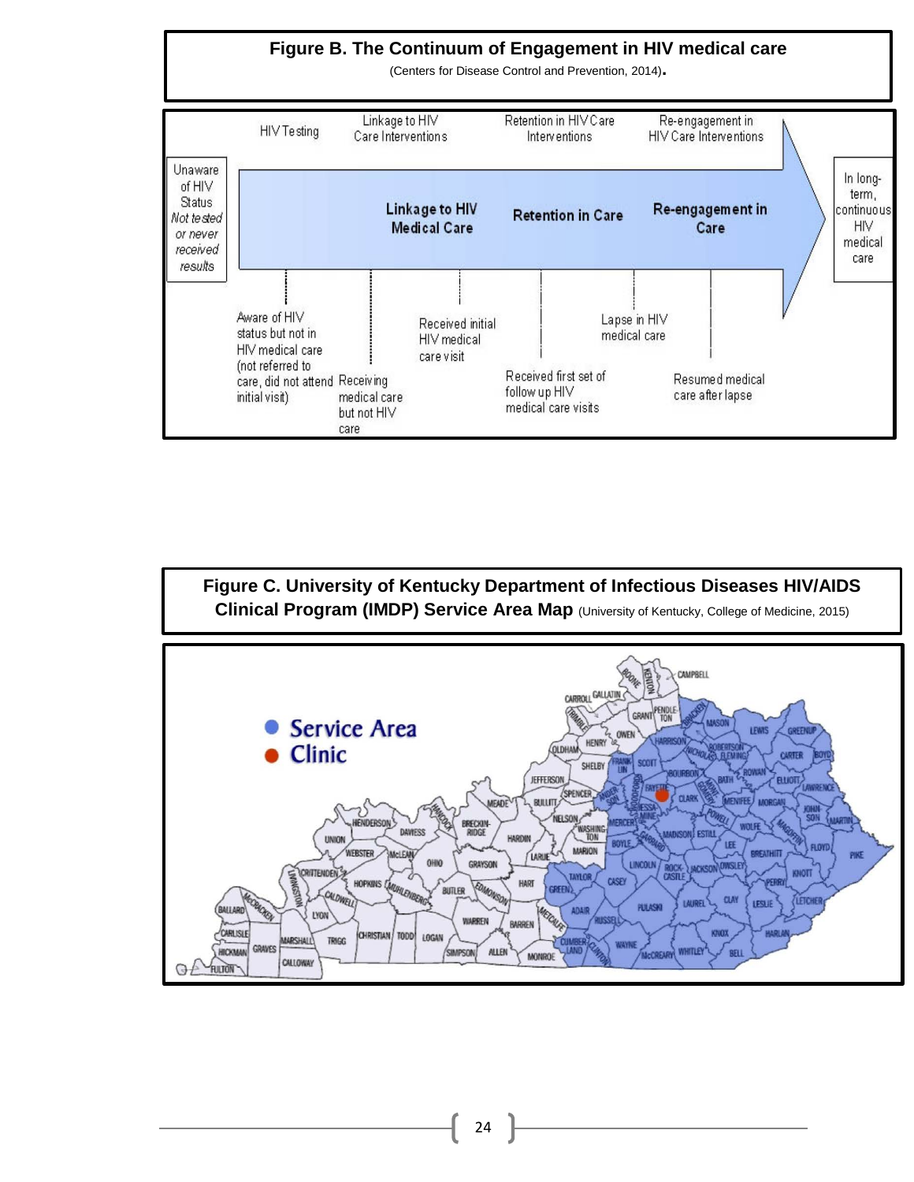**Figure B. The Continuum of Engagement in HIV medical care**

(Centers for Disease Control and Prevention, 2014).

HIV Testing

Linkage to HIV Care Interventions

Retention in HIV Care Interventions

Re-engagement in HIV Care Interventions

Unaware of HIV Status *Not tested or never received results*

Linkage to HIV Medical Care

Retention in Care

Re-engagement in Care

In long-term, continuous HIV medical care

Aware of HIV status but not in HIV medical care (not referred to care, did not attend initial visit)

Receiving medical care but not HIV care

Received initial HIV medical care visit

Received first set of follow up HIV medical care visits

Lapse in HIV medical care

Resumed medical care after lapse

**Figure C. University of Kentucky Department of Infectious Diseases HIV/AIDS Clinical Program (IMDP) Service Area Map** (University of Kentucky, College of Medicine, 2015)

Service Area

Clinic